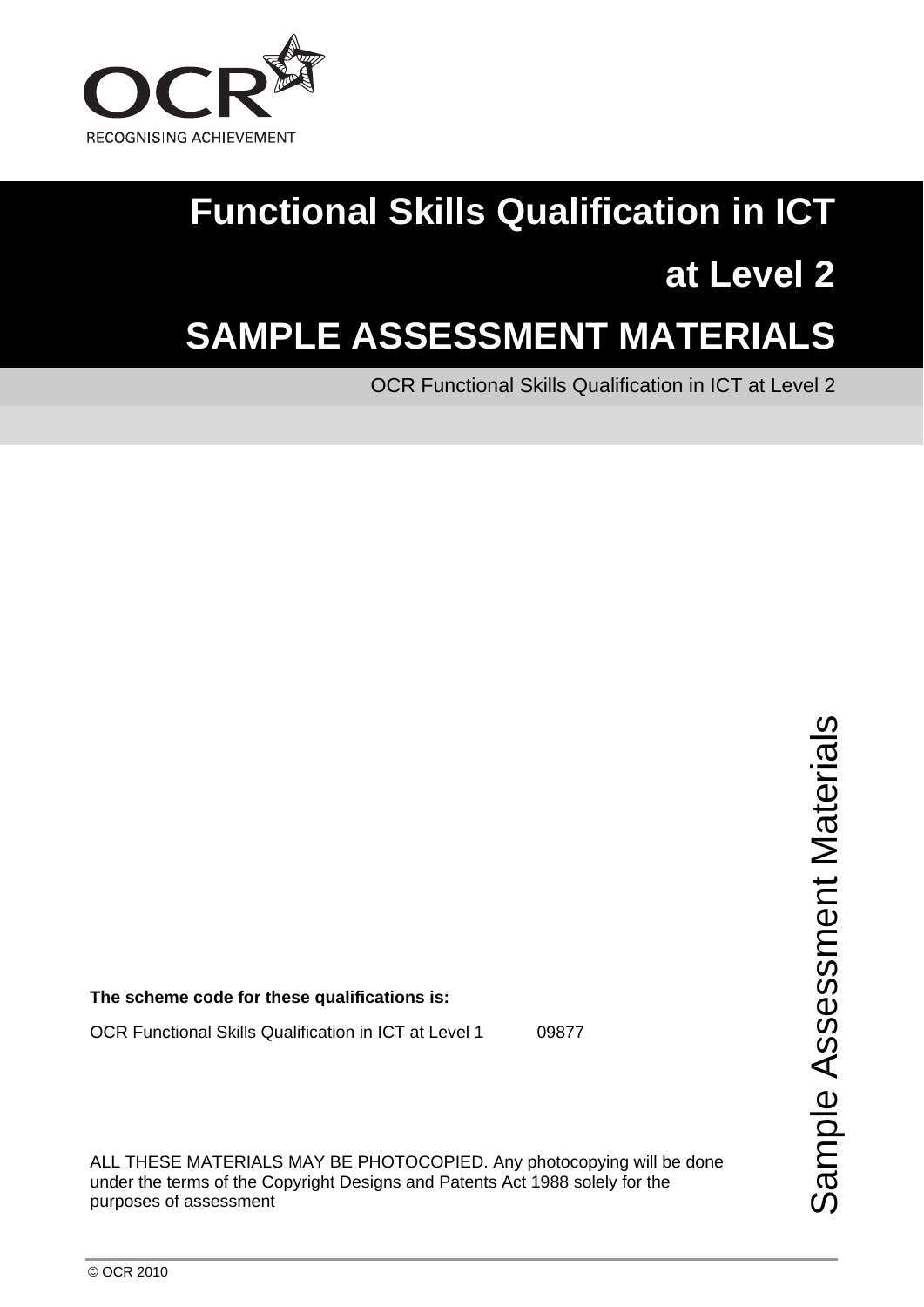OCR

RECOGNISING ACHIEVEMENT

# Functional Skills Qualification in ICT at Level 2

# SAMPLE ASSESSMENT MATERIALS

OCR Functional Skills Qualification in ICT at Level 2

Sample Assessment Materials

**The scheme code for these qualifications is:**

OCR Functional Skills Qualification in ICT at Level 1 09877

ALL THESE MATERIALS MAY BE PHOTOCOPIED. Any photocopying will be done under the terms of the Copyright Designs and Patents Act 1988 solely for the purposes of assessment

© OCR 2010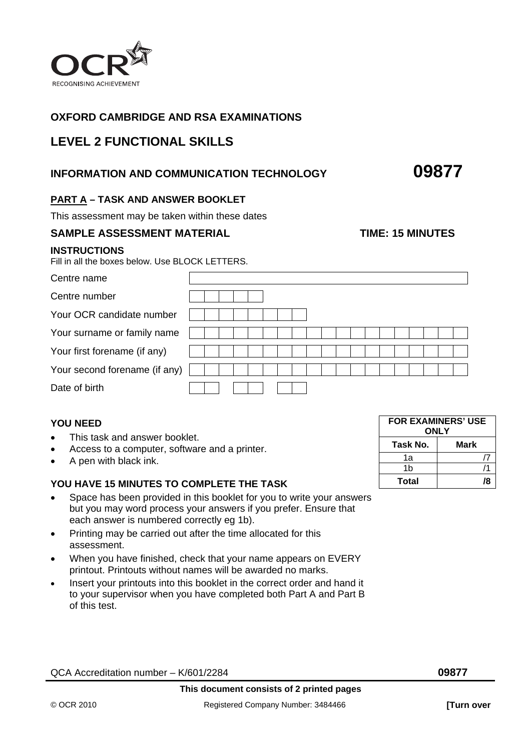OCR
RECOGNISING ACHIEVEMENT

**OXFORD CAMBRIDGE AND RSA EXAMINATIONS**

# LEVEL 2 FUNCTIONAL SKILLS

## INFORMATION AND COMMUNICATION TECHNOLOGY **09877**

**PART A – TASK AND ANSWER BOOKLET**

This assessment may be taken within these dates

**SAMPLE ASSESSMENT MATERIAL** **TIME: 15 MINUTES**

**INSTRUCTIONS**
Fill in all the boxes below. Use BLOCK LETTERS.

| | |
|---|---|
| Centre name | |
| Centre number | |
| Your OCR candidate number | |
| Your surname or family name | |
| Your first forename (if any) | |
| Your second forename (if any) | |
| Date of birth | |

**YOU NEED**

- This task and answer booklet.
- Access to a computer, software and a printer.
- A pen with black ink.

**YOU HAVE 15 MINUTES TO COMPLETE THE TASK**

- Space has been provided in this booklet for you to write your answers but you may word process your answers if you prefer. Ensure that each answer is numbered correctly eg 1b).
- Printing may be carried out after the time allocated for this assessment.
- When you have finished, check that your name appears on EVERY printout. Printouts without names will be awarded no marks.
- Insert your printouts into this booklet in the correct order and hand it to your supervisor when you have completed both Part A and Part B of this test.

| FOR EXAMINERS' USE ONLY | |
|---|---|
| **Task No.** | **Mark** |
| 1a | /7 |
| 1b | /1 |
| **Total** | **/8** |

QCA Accreditation number – K/601/2284 **09877**

**This document consists of 2 printed pages**

© OCR 2010 Registered Company Number: 3484466 **[Turn over**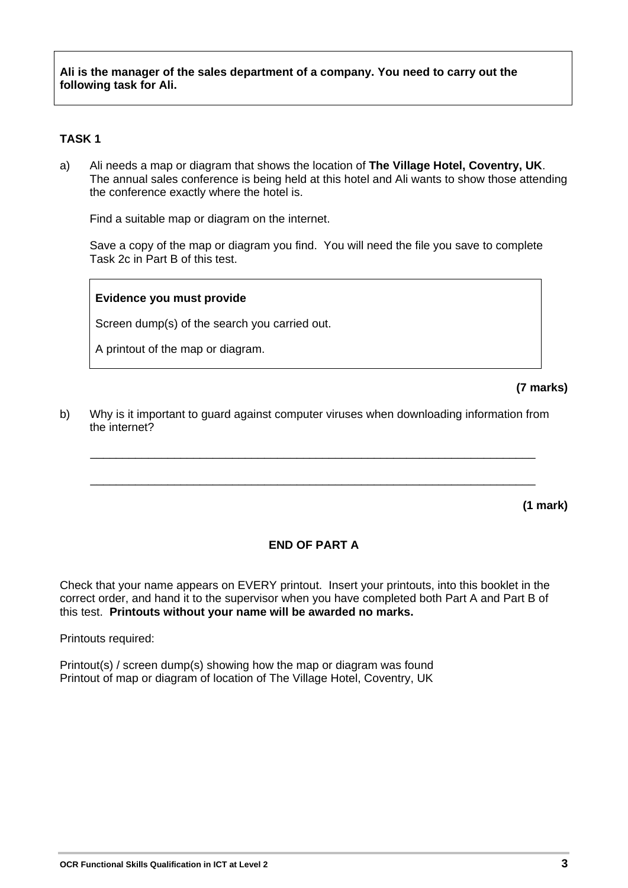**Ali is the manager of the sales department of a company. You need to carry out the following task for Ali.**

## TASK 1

a) Ali needs a map or diagram that shows the location of **The Village Hotel, Coventry, UK**. The annual sales conference is being held at this hotel and Ali wants to show those attending the conference exactly where the hotel is.

Find a suitable map or diagram on the internet.

Save a copy of the map or diagram you find. You will need the file you save to complete Task 2c in Part B of this test.

> **Evidence you must provide**
>
> Screen dump(s) of the search you carried out.
>
> A printout of the map or diagram.

**(7 marks)**

b) Why is it important to guard against computer viruses when downloading information from the internet?

_______________________________________________________________________

_______________________________________________________________________

**(1 mark)**

**END OF PART A**

Check that your name appears on EVERY printout. Insert your printouts, into this booklet in the correct order, and hand it to the supervisor when you have completed both Part A and Part B of this test. **Printouts without your name will be awarded no marks.**

Printouts required:

Printout(s) / screen dump(s) showing how the map or diagram was found
Printout of map or diagram of location of The Village Hotel, Coventry, UK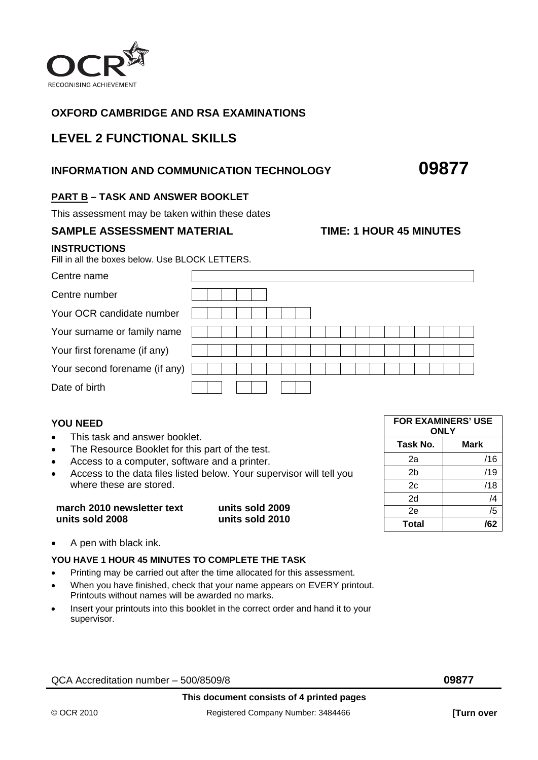OCR RECOGNISING ACHIEVEMENT

**OXFORD CAMBRIDGE AND RSA EXAMINATIONS**

## LEVEL 2 FUNCTIONAL SKILLS

## INFORMATION AND COMMUNICATION TECHNOLOGY 09877

**PART B – TASK AND ANSWER BOOKLET**

This assessment may be taken within these dates

**SAMPLE ASSESSMENT MATERIAL** **TIME: 1 HOUR 45 MINUTES**

**INSTRUCTIONS**

Fill in all the boxes below. Use BLOCK LETTERS.

| | |
|---|---|
| Centre name | |
| Centre number | |
| Your OCR candidate number | |
| Your surname or family name | |
| Your first forename (if any) | |
| Your second forename (if any) | |
| Date of birth | |

**YOU NEED**

- This task and answer booklet.
- The Resource Booklet for this part of the test.
- Access to a computer, software and a printer.
- Access to the data files listed below. Your supervisor will tell you where these are stored.

**march 2010 newsletter text** **units sold 2009**
**units sold 2008** **units sold 2010**

- A pen with black ink.

| FOR EXAMINERS' USE ONLY | |
|---|---|
| **Task No.** | **Mark** |
| 2a | /16 |
| 2b | /19 |
| 2c | /18 |
| 2d | /4 |
| 2e | /5 |
| **Total** | **/62** |

**YOU HAVE 1 HOUR 45 MINUTES TO COMPLETE THE TASK**

- Printing may be carried out after the time allocated for this assessment.
- When you have finished, check that your name appears on EVERY printout. Printouts without names will be awarded no marks.
- Insert your printouts into this booklet in the correct order and hand it to your supervisor.

QCA Accreditation number – 500/8509/8 **09877**

**This document consists of 4 printed pages**

© OCR 2010 Registered Company Number: 3484466 **[Turn over**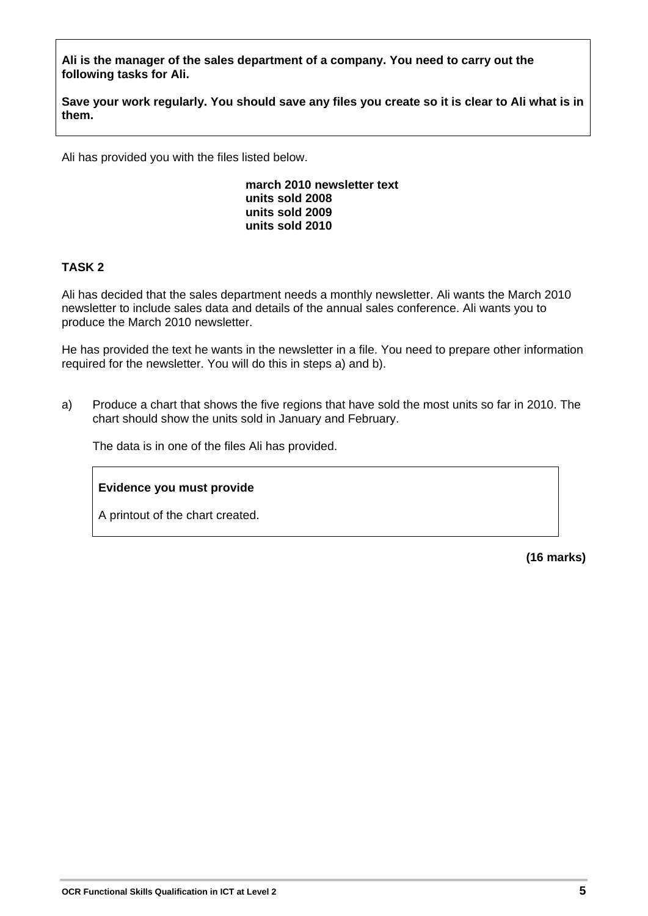**Ali is the manager of the sales department of a company. You need to carry out the following tasks for Ali.**

**Save your work regularly. You should save any files you create so it is clear to Ali what is in them.**

Ali has provided you with the files listed below.

**march 2010 newsletter text**
**units sold 2008**
**units sold 2009**
**units sold 2010**

## TASK 2

Ali has decided that the sales department needs a monthly newsletter. Ali wants the March 2010 newsletter to include sales data and details of the annual sales conference. Ali wants you to produce the March 2010 newsletter.

He has provided the text he wants in the newsletter in a file. You need to prepare other information required for the newsletter. You will do this in steps a) and b).

a) Produce a chart that shows the five regions that have sold the most units so far in 2010. The chart should show the units sold in January and February.

The data is in one of the files Ali has provided.

> **Evidence you must provide**
>
> A printout of the chart created.

**(16 marks)**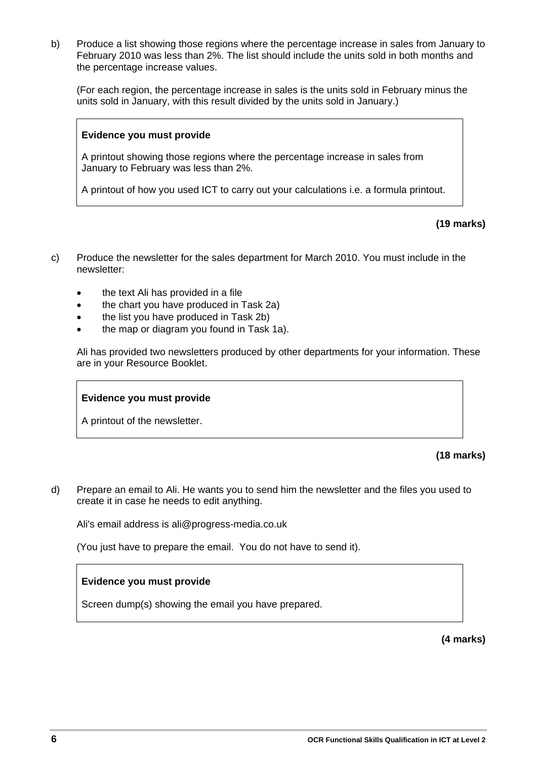b) Produce a list showing those regions where the percentage increase in sales from January to February 2010 was less than 2%. The list should include the units sold in both months and the percentage increase values.

(For each region, the percentage increase in sales is the units sold in February minus the units sold in January, with this result divided by the units sold in January.)

> **Evidence you must provide**
>
> A printout showing those regions where the percentage increase in sales from January to February was less than 2%.
>
> A printout of how you used ICT to carry out your calculations i.e. a formula printout.

**(19 marks)**

c) Produce the newsletter for the sales department for March 2010. You must include in the newsletter:

- the text Ali has provided in a file
- the chart you have produced in Task 2a)
- the list you have produced in Task 2b)
- the map or diagram you found in Task 1a).

Ali has provided two newsletters produced by other departments for your information. These are in your Resource Booklet.

> **Evidence you must provide**
>
> A printout of the newsletter.

**(18 marks)**

d) Prepare an email to Ali. He wants you to send him the newsletter and the files you used to create it in case he needs to edit anything.

Ali's email address is ali@progress-media.co.uk

(You just have to prepare the email. You do not have to send it).

> **Evidence you must provide**
>
> Screen dump(s) showing the email you have prepared.

**(4 marks)**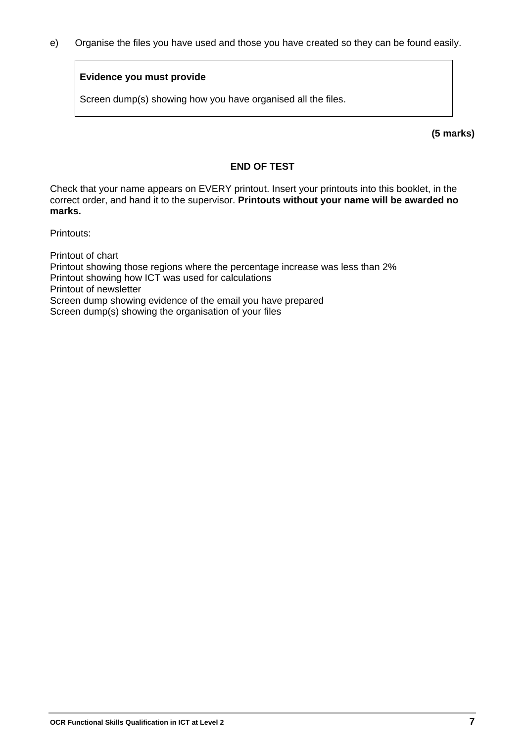e) Organise the files you have used and those you have created so they can be found easily.

> **Evidence you must provide**
>
> Screen dump(s) showing how you have organised all the files.

**(5 marks)**

**END OF TEST**

Check that your name appears on EVERY printout. Insert your printouts into this booklet, in the correct order, and hand it to the supervisor. **Printouts without your name will be awarded no marks.**

Printouts:

Printout of chart
Printout showing those regions where the percentage increase was less than 2%
Printout showing how ICT was used for calculations
Printout of newsletter
Screen dump showing evidence of the email you have prepared
Screen dump(s) showing the organisation of your files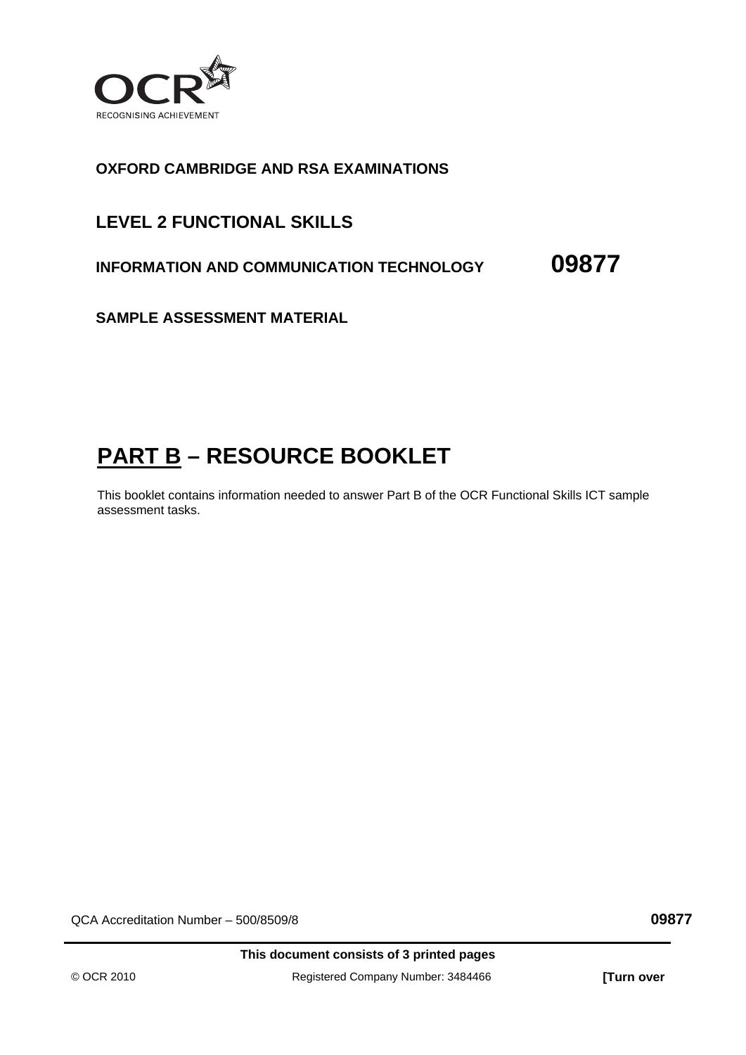OCR
RECOGNISING ACHIEVEMENT

**OXFORD CAMBRIDGE AND RSA EXAMINATIONS**

**LEVEL 2 FUNCTIONAL SKILLS**

**INFORMATION AND COMMUNICATION TECHNOLOGY** **09877**

**SAMPLE ASSESSMENT MATERIAL**

# PART B – RESOURCE BOOKLET

This booklet contains information needed to answer Part B of the OCR Functional Skills ICT sample assessment tasks.

QCA Accreditation Number – 500/8509/8 **09877**

**This document consists of 3 printed pages**

© OCR 2010 Registered Company Number: 3484466 **[Turn over**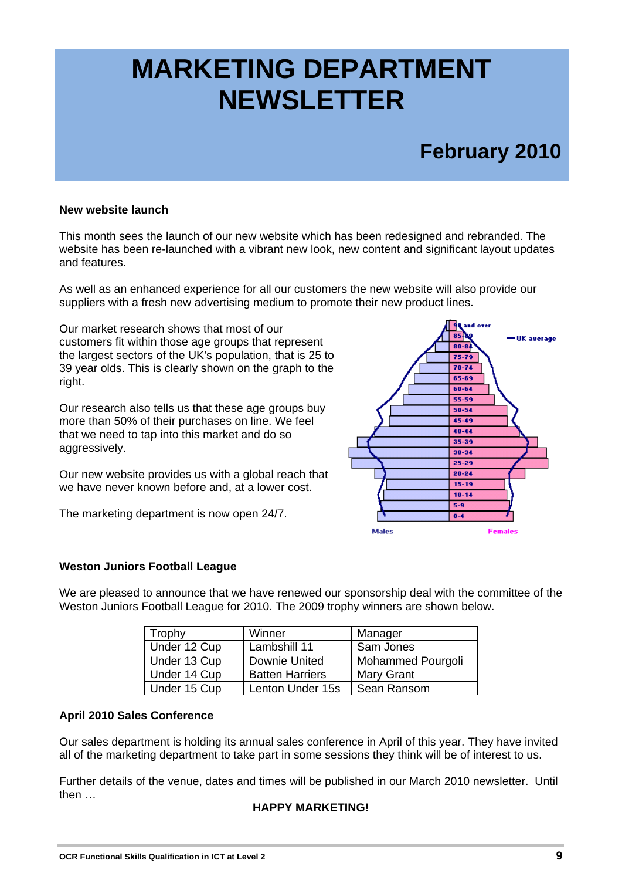# MARKETING DEPARTMENT NEWSLETTER

## February 2010

**New website launch**

This month sees the launch of our new website which has been redesigned and rebranded. The website has been re-launched with a vibrant new look, new content and significant layout updates and features.

As well as an enhanced experience for all our customers the new website will also provide our suppliers with a fresh new advertising medium to promote their new product lines.

Our market research shows that most of our customers fit within those age groups that represent the largest sectors of the UK's population, that is 25 to 39 year olds. This is clearly shown on the graph to the right.

Our research also tells us that these age groups buy more than 50% of their purchases on line. We feel that we need to tap into this market and do so aggressively.

Our new website provides us with a global reach that we have never known before and, at a lower cost.

The marketing department is now open 24/7.

**Weston Juniors Football League**

We are pleased to announce that we have renewed our sponsorship deal with the committee of the Weston Juniors Football League for 2010. The 2009 trophy winners are shown below.

| Trophy | Winner | Manager |
|---|---|---|
| Under 12 Cup | Lambshill 11 | Sam Jones |
| Under 13 Cup | Downie United | Mohammed Pourgoli |
| Under 14 Cup | Batten Harriers | Mary Grant |
| Under 15 Cup | Lenton Under 15s | Sean Ransom |

**April 2010 Sales Conference**

Our sales department is holding its annual sales conference in April of this year. They have invited all of the marketing department to take part in some sessions they think will be of interest to us.

Further details of the venue, dates and times will be published in our March 2010 newsletter. Until then …

**HAPPY MARKETING!**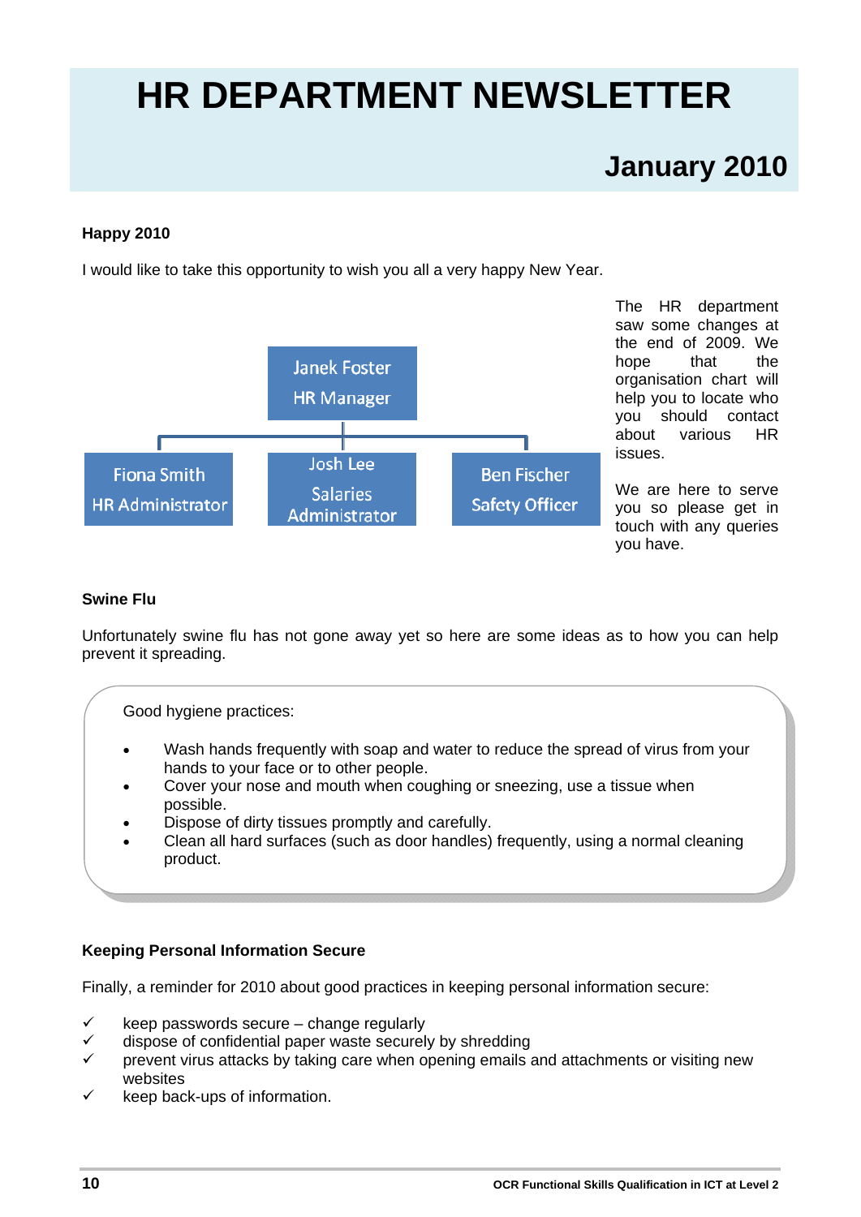# HR DEPARTMENT NEWSLETTER

## January 2010

**Happy 2010**

I would like to take this opportunity to wish you all a very happy New Year.

Janek Foster
HR Manager

Fiona Smith
HR Administrator

Josh Lee
Salaries Administrator

Ben Fischer
Safety Officer

The HR department saw some changes at the end of 2009. We hope that the organisation chart will help you to locate who you should contact about various HR issues.

We are here to serve you so please get in touch with any queries you have.

**Swine Flu**

Unfortunately swine flu has not gone away yet so here are some ideas as to how you can help prevent it spreading.

Good hygiene practices:

- Wash hands frequently with soap and water to reduce the spread of virus from your hands to your face or to other people.
- Cover your nose and mouth when coughing or sneezing, use a tissue when possible.
- Dispose of dirty tissues promptly and carefully.
- Clean all hard surfaces (such as door handles) frequently, using a normal cleaning product.

**Keeping Personal Information Secure**

Finally, a reminder for 2010 about good practices in keeping personal information secure:

- ✓ keep passwords secure – change regularly
- ✓ dispose of confidential paper waste securely by shredding
- ✓ prevent virus attacks by taking care when opening emails and attachments or visiting new websites
- ✓ keep back-ups of information.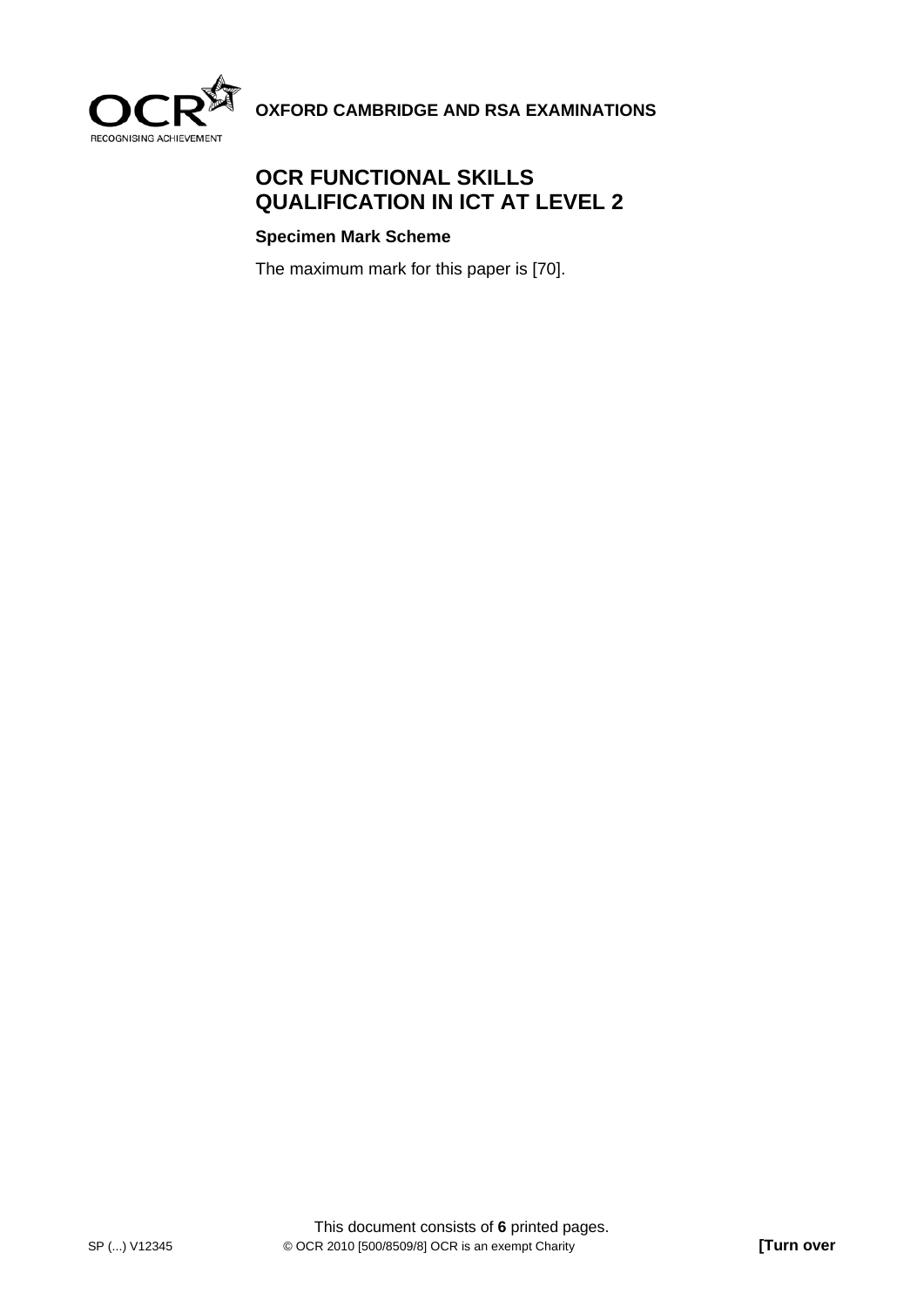**OXFORD CAMBRIDGE AND RSA EXAMINATIONS**

# OCR FUNCTIONAL SKILLS QUALIFICATION IN ICT AT LEVEL 2

**Specimen Mark Scheme**

The maximum mark for this paper is [70].

This document consists of **6** printed pages.

SP (...) V12345 © OCR 2010 [500/8509/8] OCR is an exempt Charity **[Turn over**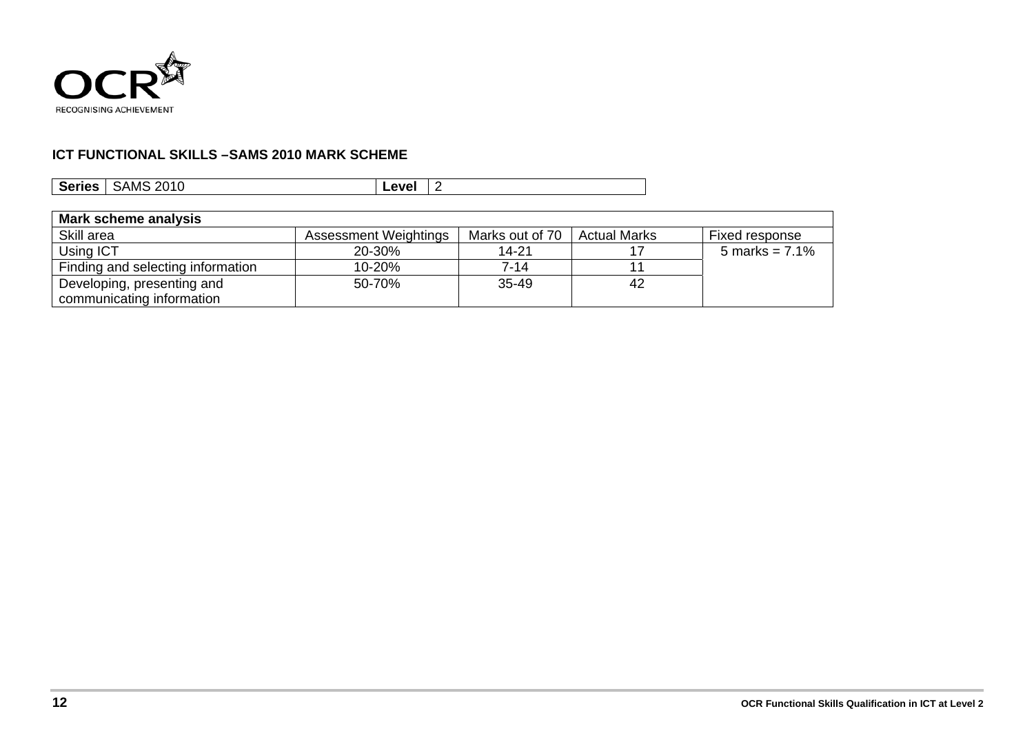OCR
RECOGNISING ACHIEVEMENT

**ICT FUNCTIONAL SKILLS –SAMS 2010 MARK SCHEME**

| **Series** | SAMS 2010 | **Level** | 2 |
|---|---|---|---|

| **Mark scheme analysis** | | | | |
|---|---|---|---|---|
| Skill area | Assessment Weightings | Marks out of 70 | Actual Marks | Fixed response |
| Using ICT | 20-30% | 14-21 | 17 | 5 marks = 7.1% |
| Finding and selecting information | 10-20% | 7-14 | 11 | |
| Developing, presenting and communicating information | 50-70% | 35-49 | 42 | |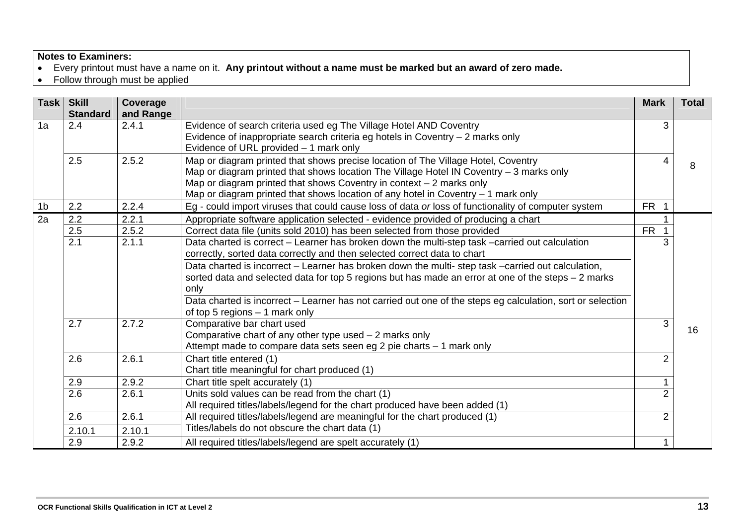**Notes to Examiners:**

- Every printout must have a name on it. **Any printout without a name must be marked but an award of zero made.**
- Follow through must be applied

| Task | Skill Standard | Coverage and Range | | Mark | Total |
|---|---|---|---|---|---|
| 1a | 2.4 | 2.4.1 | Evidence of search criteria used eg The Village Hotel AND Coventry<br>Evidence of inappropriate search criteria eg hotels in Coventry – 2 marks only<br>Evidence of URL provided – 1 mark only | 3 | 8 |
| | 2.5 | 2.5.2 | Map or diagram printed that shows precise location of The Village Hotel, Coventry<br>Map or diagram printed that shows location The Village Hotel IN Coventry – 3 marks only<br>Map or diagram printed that shows Coventry in context – 2 marks only<br>Map or diagram printed that shows location of any hotel in Coventry – 1 mark only | 4 | |
| 1b | 2.2 | 2.2.4 | Eg - could import viruses that could cause loss of data *or* loss of functionality of computer system | FR 1 | |
| 2a | 2.2 | 2.2.1 | Appropriate software application selected - evidence provided of producing a chart | 1 | 16 |
| | 2.5 | 2.5.2 | Correct data file (units sold 2010) has been selected from those provided | FR 1 | |
| | 2.1 | 2.1.1 | Data charted is correct – Learner has broken down the multi-step task –carried out calculation correctly, sorted data correctly and then selected correct data to chart<br>Data charted is incorrect – Learner has broken down the multi- step task –carried out calculation, sorted data and selected data for top 5 regions but has made an error at one of the steps – 2 marks only<br>Data charted is incorrect – Learner has not carried out one of the steps eg calculation, sort or selection of top 5 regions – 1 mark only | 3 | |
| | 2.7 | 2.7.2 | Comparative bar chart used<br>Comparative chart of any other type used – 2 marks only<br>Attempt made to compare data sets seen eg 2 pie charts – 1 mark only | 3 | |
| | 2.6 | 2.6.1 | Chart title entered (1)<br>Chart title meaningful for chart produced (1) | 2 | |
| | 2.9 | 2.9.2 | Chart title spelt accurately (1) | 1 | |
| | 2.6 | 2.6.1 | Units sold values can be read from the chart (1)<br>All required titles/labels/legend for the chart produced have been added (1) | 2 | |
| | 2.6 | 2.6.1 | All required titles/labels/legend are meaningful for the chart produced (1) | 2 | |
| | 2.10.1 | 2.10.1 | Titles/labels do not obscure the chart data (1) | | |
| | 2.9 | 2.9.2 | All required titles/labels/legend are spelt accurately (1) | 1 | |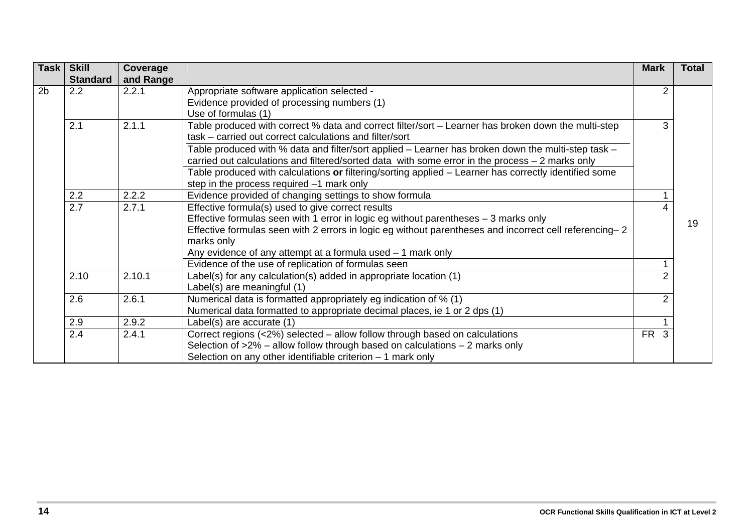| Task | Skill Standard | Coverage and Range | | Mark | Total |
|---|---|---|---|---|---|
| 2b | 2.2 | 2.2.1 | Appropriate software application selected -<br>Evidence provided of processing numbers (1)<br>Use of formulas (1) | 2 | 19 |
| | 2.1 | 2.1.1 | Table produced with correct % data and correct filter/sort – Learner has broken down the multi-step task – carried out correct calculations and filter/sort | 3 | |
| | | | Table produced with % data and filter/sort applied – Learner has broken down the multi-step task – carried out calculations and filtered/sorted data with some error in the process – 2 marks only | | |
| | | | Table produced with calculations **or** filtering/sorting applied – Learner has correctly identified some step in the process required –1 mark only | | |
| | 2.2 | 2.2.2 | Evidence provided of changing settings to show formula | 1 | |
| | 2.7 | 2.7.1 | Effective formula(s) used to give correct results<br>Effective formulas seen with 1 error in logic eg without parentheses – 3 marks only<br>Effective formulas seen with 2 errors in logic eg without parentheses and incorrect cell referencing– 2 marks only<br>Any evidence of any attempt at a formula used – 1 mark only | 4 | |
| | | | Evidence of the use of replication of formulas seen | 1 | |
| | 2.10 | 2.10.1 | Label(s) for any calculation(s) added in appropriate location (1)<br>Label(s) are meaningful (1) | 2 | |
| | 2.6 | 2.6.1 | Numerical data is formatted appropriately eg indication of % (1)<br>Numerical data formatted to appropriate decimal places, ie 1 or 2 dps (1) | 2 | |
| | 2.9 | 2.9.2 | Label(s) are accurate (1) | 1 | |
| | 2.4 | 2.4.1 | Correct regions (<2%) selected – allow follow through based on calculations<br>Selection of >2% – allow follow through based on calculations – 2 marks only<br>Selection on any other identifiable criterion – 1 mark only | FR 3 | |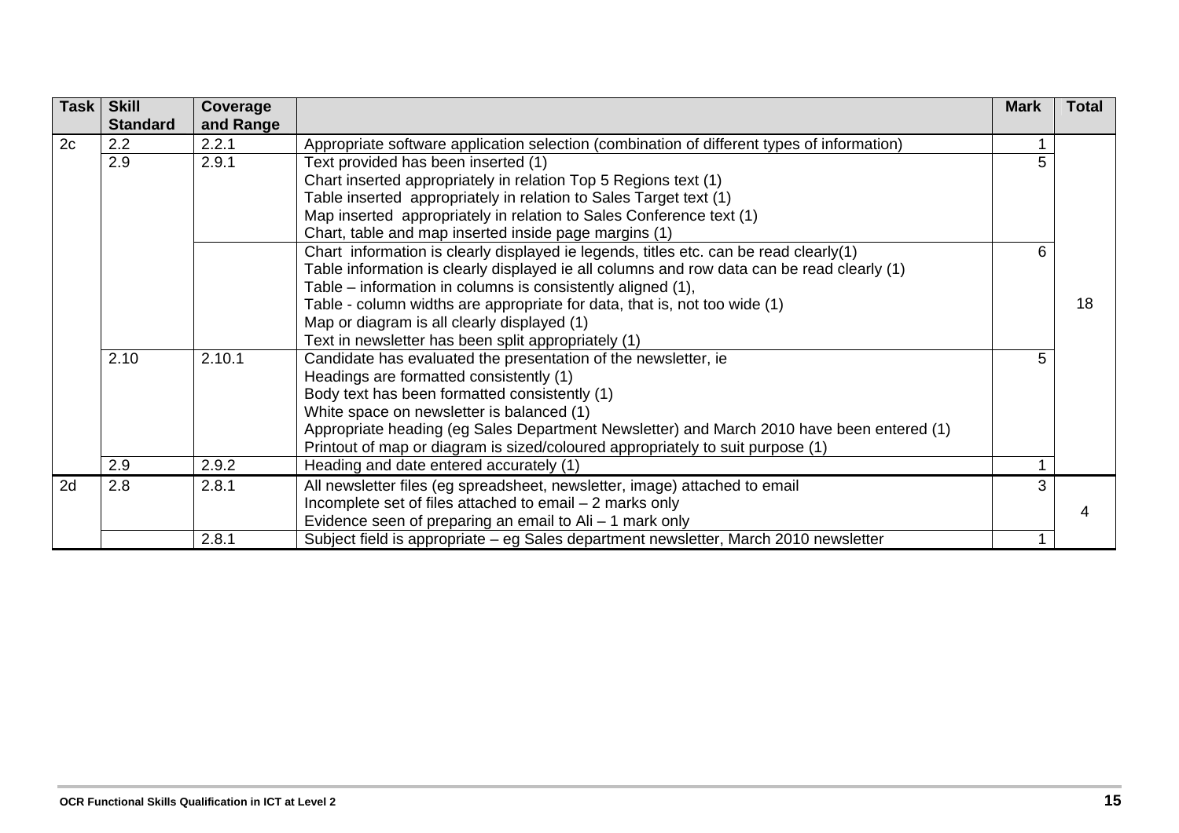| Task | Skill Standard | Coverage and Range | | Mark | Total |
|---|---|---|---|---|---|
| 2c | 2.2 | 2.2.1 | Appropriate software application selection (combination of different types of information) | 1 | 18 |
| | 2.9 | 2.9.1 | Text provided has been inserted (1)<br>Chart inserted appropriately in relation Top 5 Regions text (1)<br>Table inserted appropriately in relation to Sales Target text (1)<br>Map inserted appropriately in relation to Sales Conference text (1)<br>Chart, table and map inserted inside page margins (1) | 5 | |
| | | | Chart information is clearly displayed ie legends, titles etc. can be read clearly(1)<br>Table information is clearly displayed ie all columns and row data can be read clearly (1)<br>Table – information in columns is consistently aligned (1),<br>Table - column widths are appropriate for data, that is, not too wide (1)<br>Map or diagram is all clearly displayed (1)<br>Text in newsletter has been split appropriately (1) | 6 | |
| | 2.10 | 2.10.1 | Candidate has evaluated the presentation of the newsletter, ie<br>Headings are formatted consistently (1)<br>Body text has been formatted consistently (1)<br>White space on newsletter is balanced (1)<br>Appropriate heading (eg Sales Department Newsletter) and March 2010 have been entered (1)<br>Printout of map or diagram is sized/coloured appropriately to suit purpose (1) | 5 | |
| | 2.9 | 2.9.2 | Heading and date entered accurately (1) | 1 | |
| 2d | 2.8 | 2.8.1 | All newsletter files (eg spreadsheet, newsletter, image) attached to email<br>Incomplete set of files attached to email – 2 marks only<br>Evidence seen of preparing an email to Ali – 1 mark only | 3 | 4 |
| | | 2.8.1 | Subject field is appropriate – eg Sales department newsletter, March 2010 newsletter | 1 | |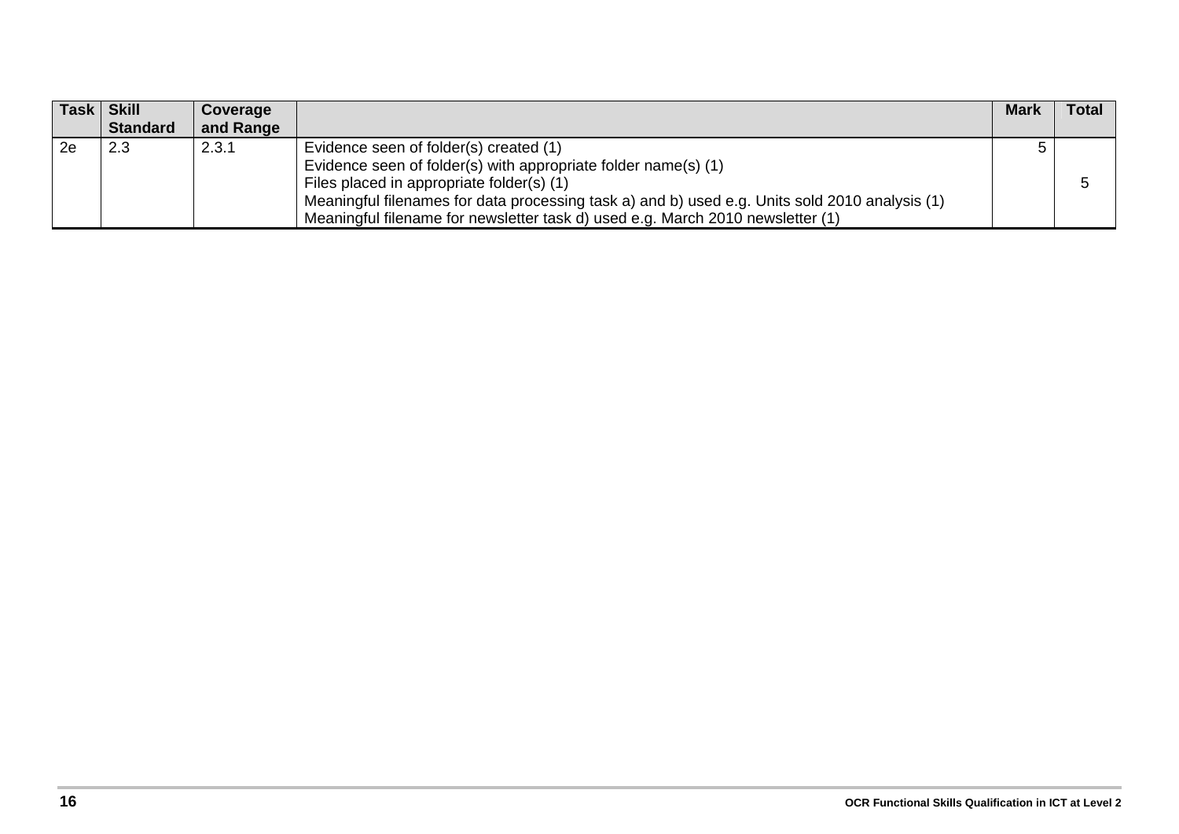| Task | Skill Standard | Coverage and Range | | Mark | Total |
|---|---|---|---|---|---|
| 2e | 2.3 | 2.3.1 | Evidence seen of folder(s) created (1)<br>Evidence seen of folder(s) with appropriate folder name(s) (1)<br>Files placed in appropriate folder(s) (1)<br>Meaningful filenames for data processing task a) and b) used e.g. Units sold 2010 analysis (1)<br>Meaningful filename for newsletter task d) used e.g. March 2010 newsletter (1) | 5 | 5 |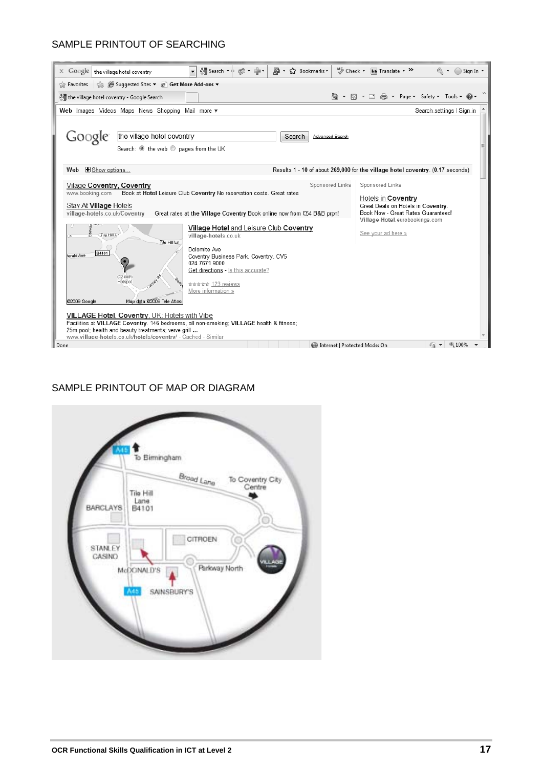SAMPLE PRINTOUT OF SEARCHING

SAMPLE PRINTOUT OF MAP OR DIAGRAM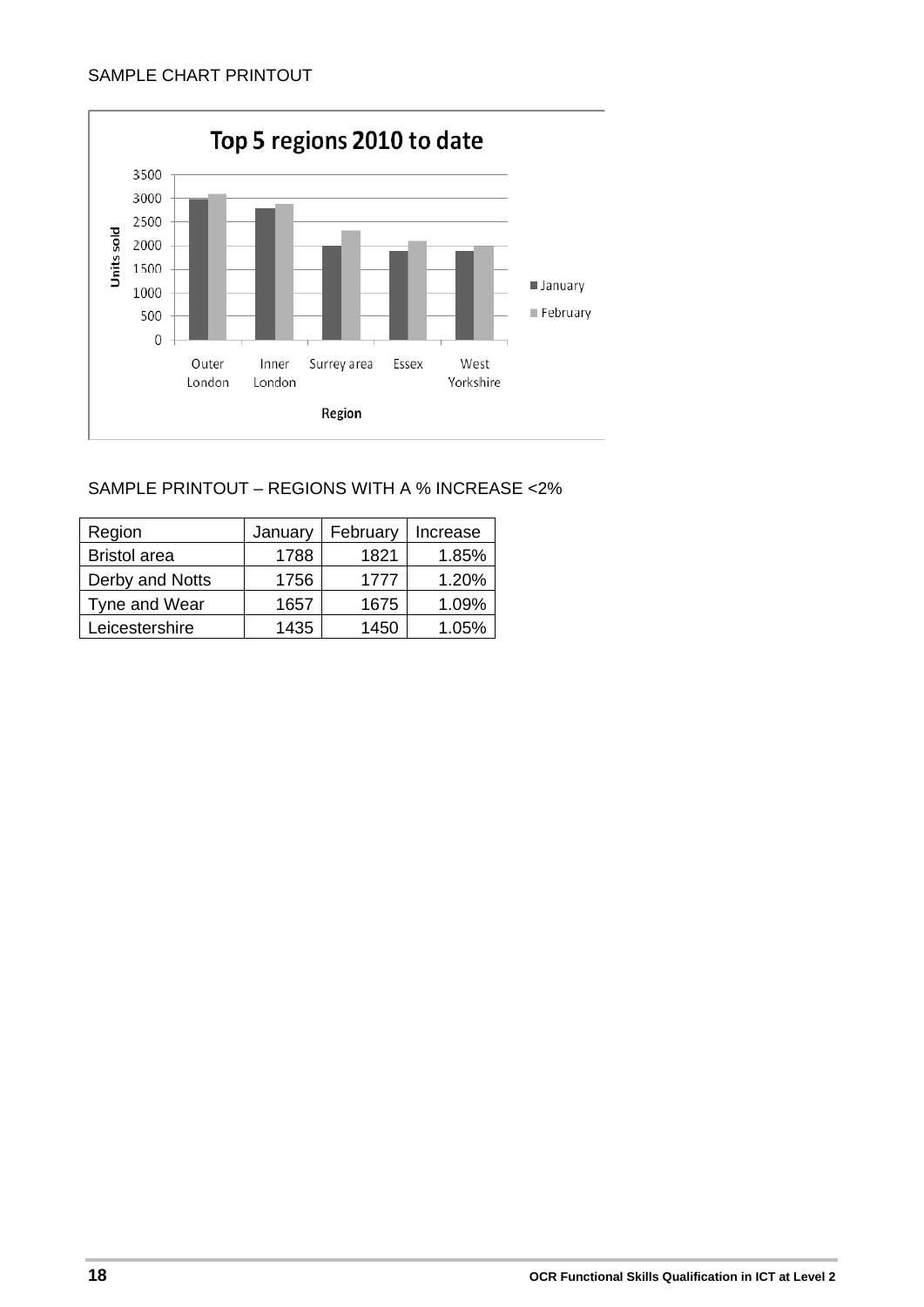SAMPLE CHART PRINTOUT

SAMPLE PRINTOUT – REGIONS WITH A % INCREASE <2%

| Region | January | February | Increase |
|---|---|---|---|
| Bristol area | 1788 | 1821 | 1.85% |
| Derby and Notts | 1756 | 1777 | 1.20% |
| Tyne and Wear | 1657 | 1675 | 1.09% |
| Leicestershire | 1435 | 1450 | 1.05% |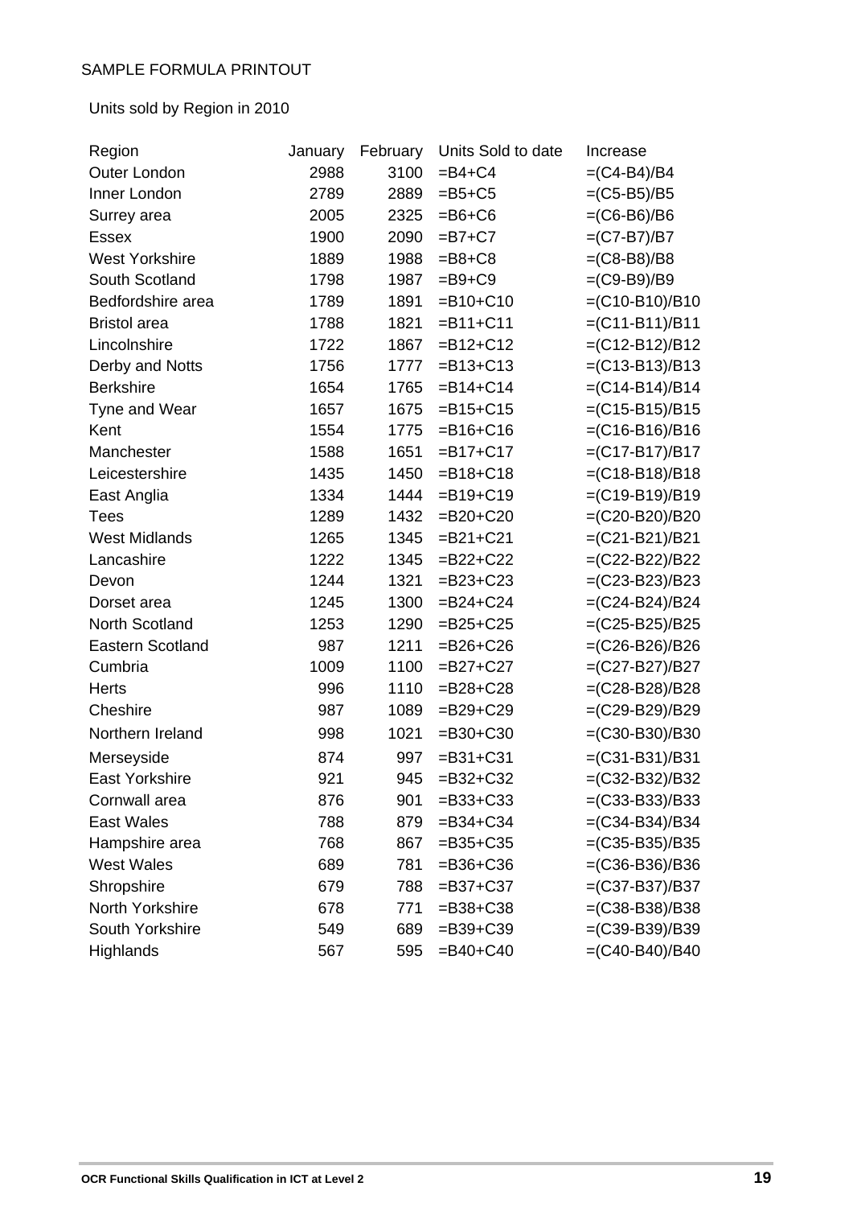SAMPLE FORMULA PRINTOUT

Units sold by Region in 2010

| Region | January | February | Units Sold to date | Increase |
|---|---|---|---|---|
| Outer London | 2988 | 3100 | =B4+C4 | =(C4-B4)/B4 |
| Inner London | 2789 | 2889 | =B5+C5 | =(C5-B5)/B5 |
| Surrey area | 2005 | 2325 | =B6+C6 | =(C6-B6)/B6 |
| Essex | 1900 | 2090 | =B7+C7 | =(C7-B7)/B7 |
| West Yorkshire | 1889 | 1988 | =B8+C8 | =(C8-B8)/B8 |
| South Scotland | 1798 | 1987 | =B9+C9 | =(C9-B9)/B9 |
| Bedfordshire area | 1789 | 1891 | =B10+C10 | =(C10-B10)/B10 |
| Bristol area | 1788 | 1821 | =B11+C11 | =(C11-B11)/B11 |
| Lincolnshire | 1722 | 1867 | =B12+C12 | =(C12-B12)/B12 |
| Derby and Notts | 1756 | 1777 | =B13+C13 | =(C13-B13)/B13 |
| Berkshire | 1654 | 1765 | =B14+C14 | =(C14-B14)/B14 |
| Tyne and Wear | 1657 | 1675 | =B15+C15 | =(C15-B15)/B15 |
| Kent | 1554 | 1775 | =B16+C16 | =(C16-B16)/B16 |
| Manchester | 1588 | 1651 | =B17+C17 | =(C17-B17)/B17 |
| Leicestershire | 1435 | 1450 | =B18+C18 | =(C18-B18)/B18 |
| East Anglia | 1334 | 1444 | =B19+C19 | =(C19-B19)/B19 |
| Tees | 1289 | 1432 | =B20+C20 | =(C20-B20)/B20 |
| West Midlands | 1265 | 1345 | =B21+C21 | =(C21-B21)/B21 |
| Lancashire | 1222 | 1345 | =B22+C22 | =(C22-B22)/B22 |
| Devon | 1244 | 1321 | =B23+C23 | =(C23-B23)/B23 |
| Dorset area | 1245 | 1300 | =B24+C24 | =(C24-B24)/B24 |
| North Scotland | 1253 | 1290 | =B25+C25 | =(C25-B25)/B25 |
| Eastern Scotland | 987 | 1211 | =B26+C26 | =(C26-B26)/B26 |
| Cumbria | 1009 | 1100 | =B27+C27 | =(C27-B27)/B27 |
| Herts | 996 | 1110 | =B28+C28 | =(C28-B28)/B28 |
| Cheshire | 987 | 1089 | =B29+C29 | =(C29-B29)/B29 |
| Northern Ireland | 998 | 1021 | =B30+C30 | =(C30-B30)/B30 |
| Merseyside | 874 | 997 | =B31+C31 | =(C31-B31)/B31 |
| East Yorkshire | 921 | 945 | =B32+C32 | =(C32-B32)/B32 |
| Cornwall area | 876 | 901 | =B33+C33 | =(C33-B33)/B33 |
| East Wales | 788 | 879 | =B34+C34 | =(C34-B34)/B34 |
| Hampshire area | 768 | 867 | =B35+C35 | =(C35-B35)/B35 |
| West Wales | 689 | 781 | =B36+C36 | =(C36-B36)/B36 |
| Shropshire | 679 | 788 | =B37+C37 | =(C37-B37)/B37 |
| North Yorkshire | 678 | 771 | =B38+C38 | =(C38-B38)/B38 |
| South Yorkshire | 549 | 689 | =B39+C39 | =(C39-B39)/B39 |
| Highlands | 567 | 595 | =B40+C40 | =(C40-B40)/B40 |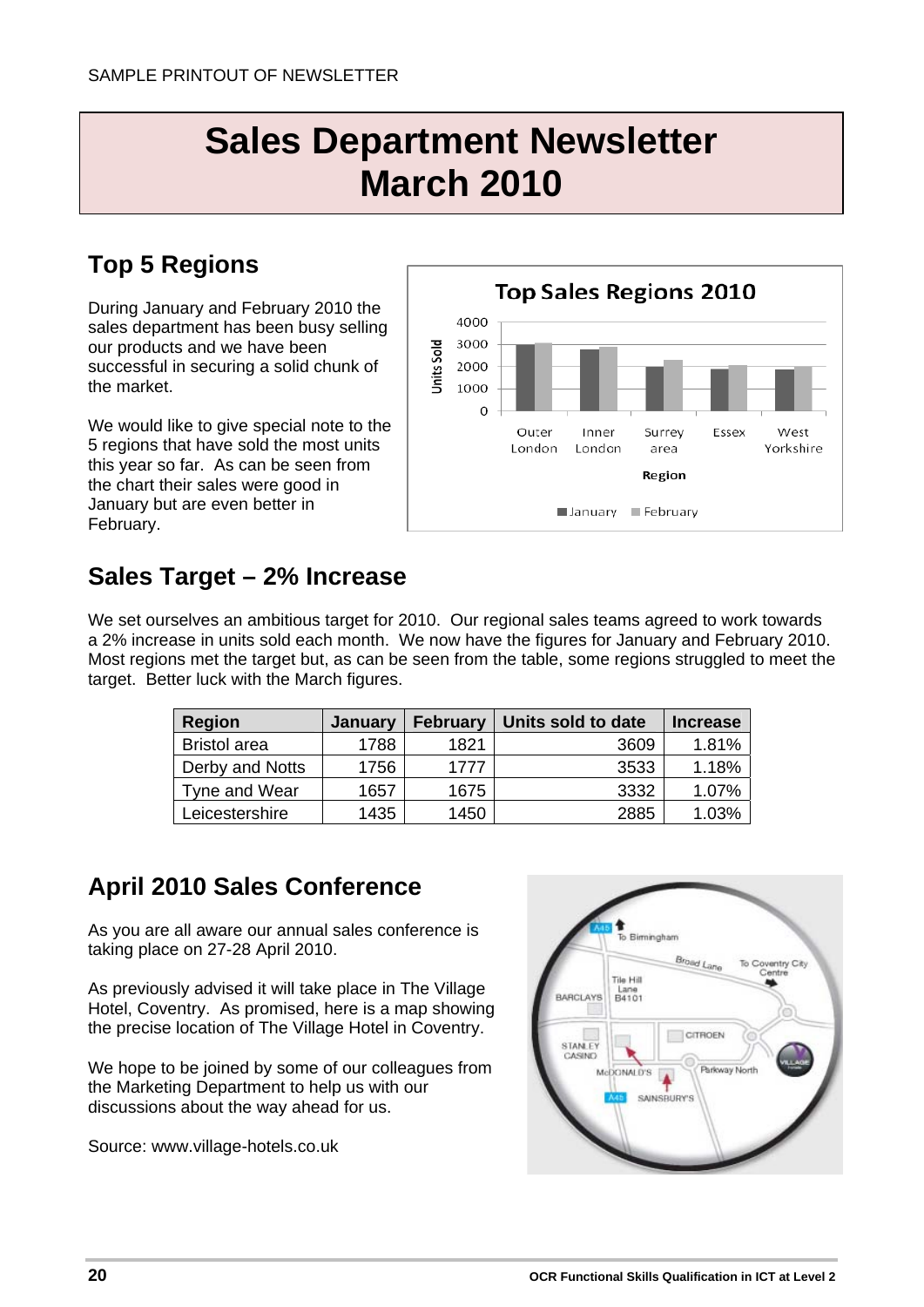SAMPLE PRINTOUT OF NEWSLETTER

# Sales Department Newsletter March 2010

## Top 5 Regions

During January and February 2010 the sales department has been busy selling our products and we have been successful in securing a solid chunk of the market.

We would like to give special note to the 5 regions that have sold the most units this year so far. As can be seen from the chart their sales were good in January but are even better in February.

## Sales Target – 2% Increase

We set ourselves an ambitious target for 2010. Our regional sales teams agreed to work towards a 2% increase in units sold each month. We now have the figures for January and February 2010. Most regions met the target but, as can be seen from the table, some regions struggled to meet the target. Better luck with the March figures.

| Region | January | February | Units sold to date | Increase |
|---|---|---|---|---|
| Bristol area | 1788 | 1821 | 3609 | 1.81% |
| Derby and Notts | 1756 | 1777 | 3533 | 1.18% |
| Tyne and Wear | 1657 | 1675 | 3332 | 1.07% |
| Leicestershire | 1435 | 1450 | 2885 | 1.03% |

## April 2010 Sales Conference

As you are all aware our annual sales conference is taking place on 27-28 April 2010.

As previously advised it will take place in The Village Hotel, Coventry. As promised, here is a map showing the precise location of The Village Hotel in Coventry.

We hope to be joined by some of our colleagues from the Marketing Department to help us with our discussions about the way ahead for us.

Source: www.village-hotels.co.uk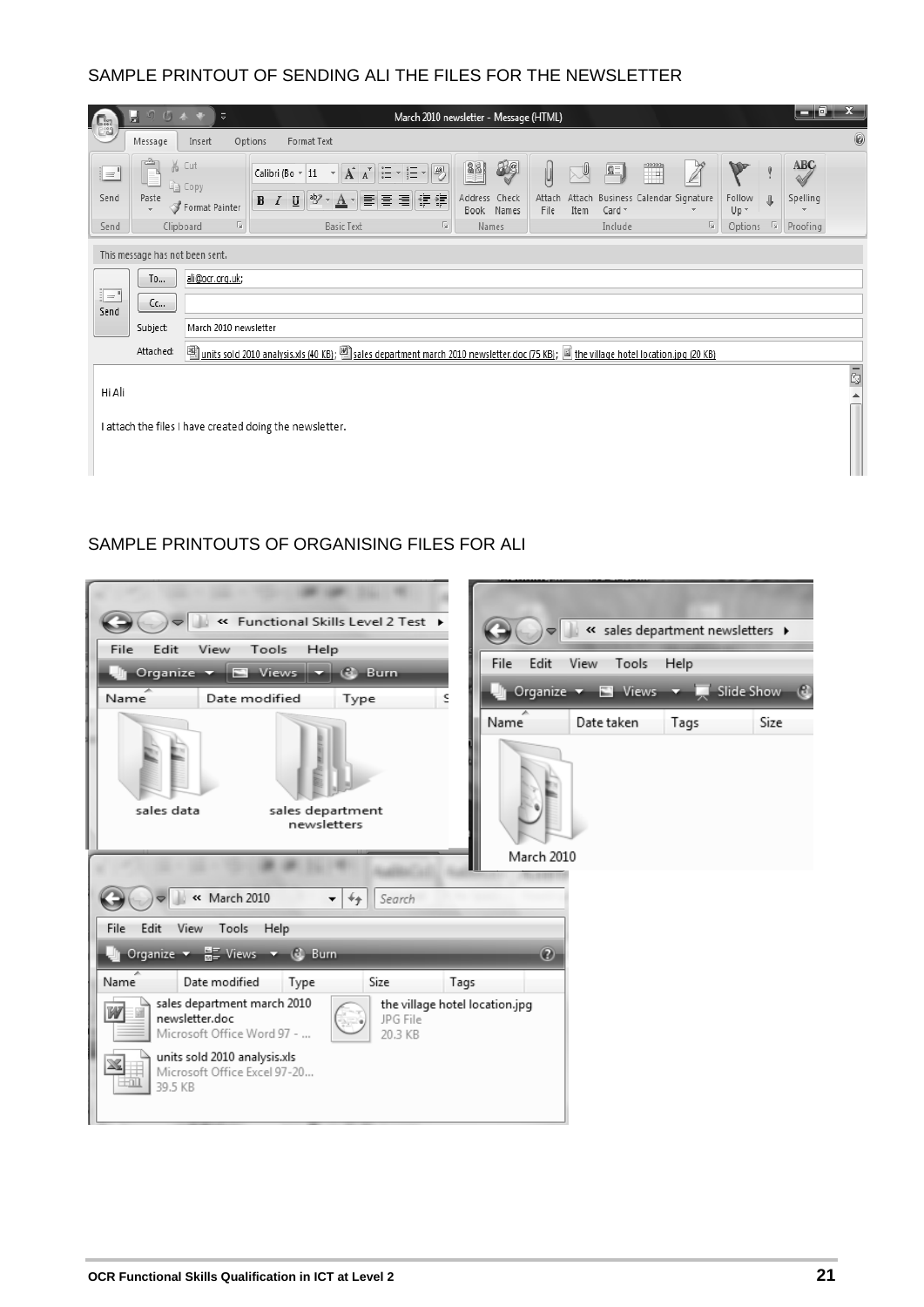## SAMPLE PRINTOUT OF SENDING ALI THE FILES FOR THE NEWSLETTER

March 2010 newsletter - Message (HTML)

Message | Insert | Options | Format Text

This message has not been sent.

To... ali@ocr.org.uk;

Cc...

Subject: March 2010 newsletter

Attached: units sold 2010 analysis.xls (40 KB); sales department march 2010 newsletter.doc (75 KB); the village hotel location.jpg (20 KB)

Hi Ali

I attach the files I have created doing the newsletter.

## SAMPLE PRINTOUTS OF ORGANISING FILES FOR ALI

« Functional Skills Level 2 Test

- sales data
- sales department newsletters

« sales department newsletters

- March 2010

« March 2010

- sales department march 2010 newsletter.doc — Microsoft Office Word 97 - ...
- the village hotel location.jpg — JPG File — 20.3 KB
- units sold 2010 analysis.xls — Microsoft Office Excel 97-20... — 39.5 KB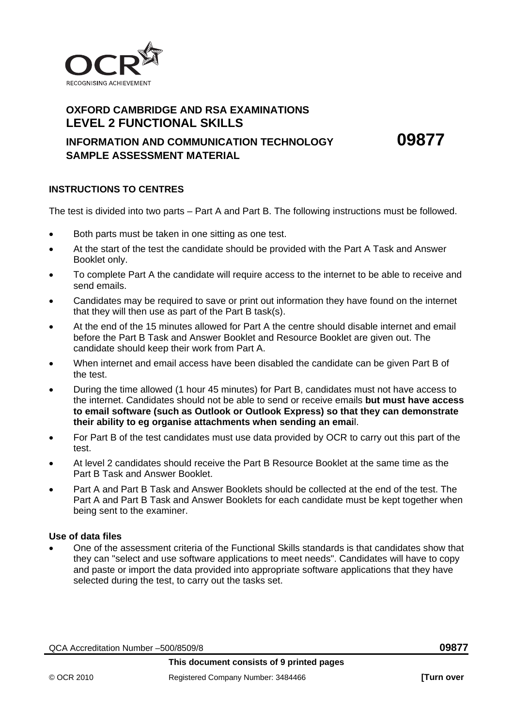OCR

RECOGNISING ACHIEVEMENT

**OXFORD CAMBRIDGE AND RSA EXAMINATIONS**
**LEVEL 2 FUNCTIONAL SKILLS**

**INFORMATION AND COMMUNICATION TECHNOLOGY** **09877**
**SAMPLE ASSESSMENT MATERIAL**

**INSTRUCTIONS TO CENTRES**

The test is divided into two parts – Part A and Part B. The following instructions must be followed.

- Both parts must be taken in one sitting as one test.
- At the start of the test the candidate should be provided with the Part A Task and Answer Booklet only.
- To complete Part A the candidate will require access to the internet to be able to receive and send emails.
- Candidates may be required to save or print out information they have found on the internet that they will then use as part of the Part B task(s).
- At the end of the 15 minutes allowed for Part A the centre should disable internet and email before the Part B Task and Answer Booklet and Resource Booklet are given out. The candidate should keep their work from Part A.
- When internet and email access have been disabled the candidate can be given Part B of the test.
- During the time allowed (1 hour 45 minutes) for Part B, candidates must not have access to the internet. Candidates should not be able to send or receive emails **but must have access to email software (such as Outlook or Outlook Express) so that they can demonstrate their ability to eg organise attachments when sending an emai**l.
- For Part B of the test candidates must use data provided by OCR to carry out this part of the test.
- At level 2 candidates should receive the Part B Resource Booklet at the same time as the Part B Task and Answer Booklet.
- Part A and Part B Task and Answer Booklets should be collected at the end of the test. The Part A and Part B Task and Answer Booklets for each candidate must be kept together when being sent to the examiner.

**Use of data files**

- One of the assessment criteria of the Functional Skills standards is that candidates show that they can "select and use software applications to meet needs". Candidates will have to copy and paste or import the data provided into appropriate software applications that they have selected during the test, to carry out the tasks set.

QCA Accreditation Number –500/8509/8 **09877**

**This document consists of 9 printed pages**

© OCR 2010 Registered Company Number: 3484466 **[Turn over**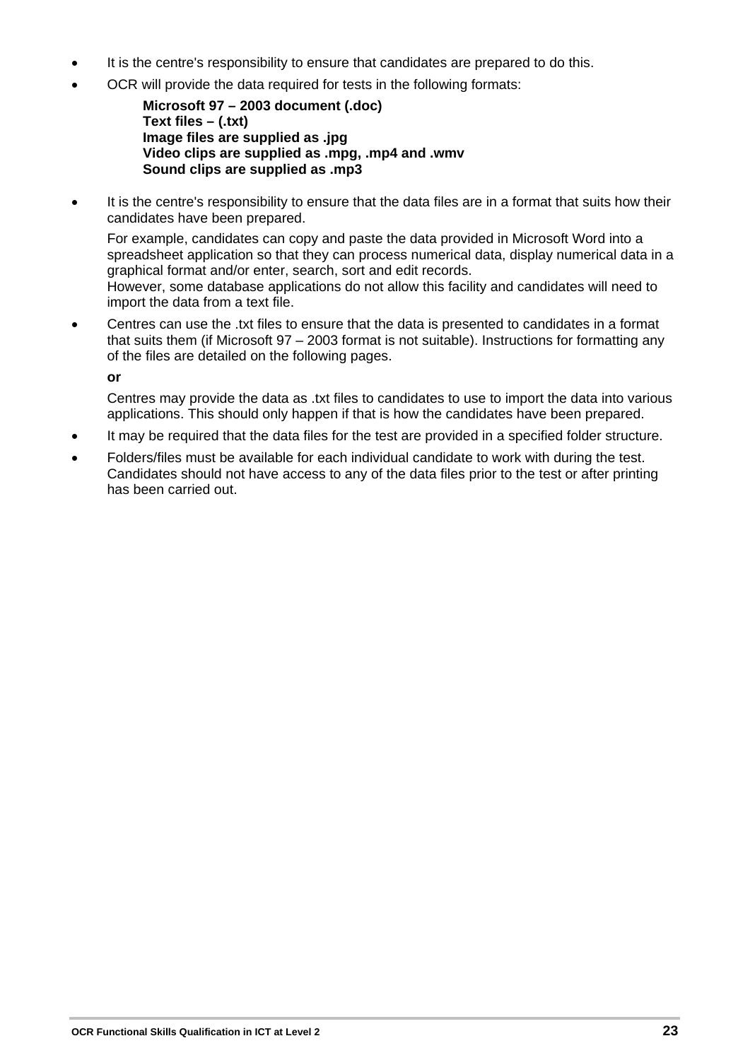- It is the centre's responsibility to ensure that candidates are prepared to do this.
- OCR will provide the data required for tests in the following formats:

  **Microsoft 97 – 2003 document (.doc)**
  **Text files – (.txt)**
  **Image files are supplied as .jpg**
  **Video clips are supplied as .mpg, .mp4 and .wmv**
  **Sound clips are supplied as .mp3**

- It is the centre's responsibility to ensure that the data files are in a format that suits how their candidates have been prepared.

  For example, candidates can copy and paste the data provided in Microsoft Word into a spreadsheet application so that they can process numerical data, display numerical data in a graphical format and/or enter, search, sort and edit records.
  However, some database applications do not allow this facility and candidates will need to import the data from a text file.

- Centres can use the .txt files to ensure that the data is presented to candidates in a format that suits them (if Microsoft 97 – 2003 format is not suitable). Instructions for formatting any of the files are detailed on the following pages.

  **or**

  Centres may provide the data as .txt files to candidates to use to import the data into various applications. This should only happen if that is how the candidates have been prepared.

- It may be required that the data files for the test are provided in a specified folder structure.
- Folders/files must be available for each individual candidate to work with during the test. Candidates should not have access to any of the data files prior to the test or after printing has been carried out.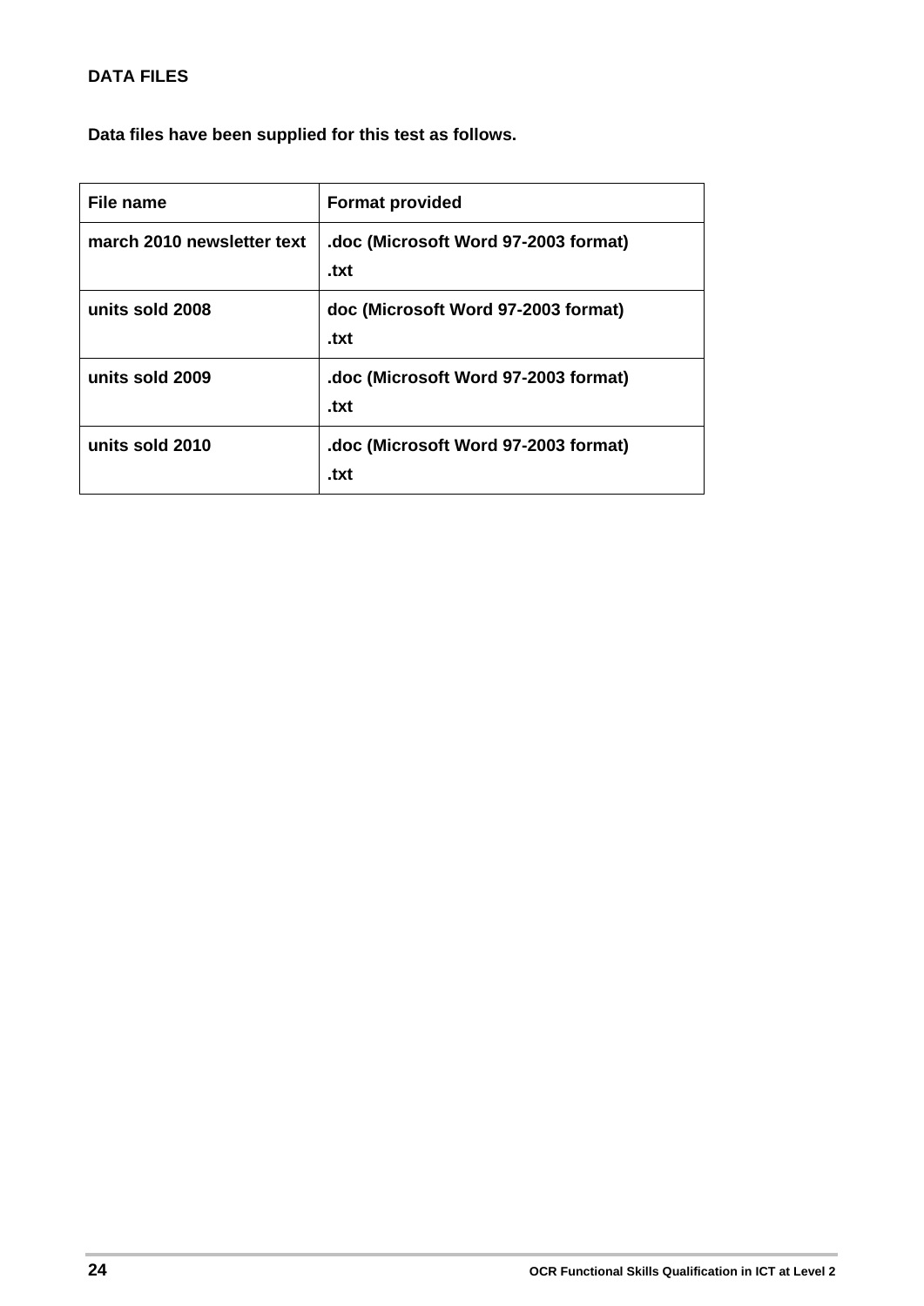**DATA FILES**

**Data files have been supplied for this test as follows.**

| **File name** | **Format provided** |
|---|---|
| **march 2010 newsletter text** | **.doc (Microsoft Word 97-2003 format)**<br>**.txt** |
| **units sold 2008** | **doc (Microsoft Word 97-2003 format)**<br>**.txt** |
| **units sold 2009** | **.doc (Microsoft Word 97-2003 format)**<br>**.txt** |
| **units sold 2010** | **.doc (Microsoft Word 97-2003 format)**<br>**.txt** |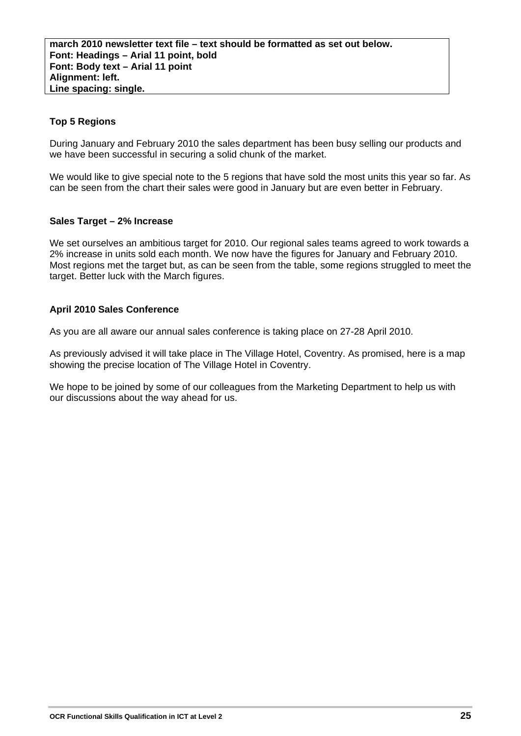**march 2010 newsletter text file – text should be formatted as set out below.**
**Font: Headings – Arial 11 point, bold**
**Font: Body text – Arial 11 point**
**Alignment: left.**
**Line spacing: single.**

**Top 5 Regions**

During January and February 2010 the sales department has been busy selling our products and we have been successful in securing a solid chunk of the market.

We would like to give special note to the 5 regions that have sold the most units this year so far. As can be seen from the chart their sales were good in January but are even better in February.

**Sales Target – 2% Increase**

We set ourselves an ambitious target for 2010. Our regional sales teams agreed to work towards a 2% increase in units sold each month. We now have the figures for January and February 2010. Most regions met the target but, as can be seen from the table, some regions struggled to meet the target. Better luck with the March figures.

**April 2010 Sales Conference**

As you are all aware our annual sales conference is taking place on 27-28 April 2010.

As previously advised it will take place in The Village Hotel, Coventry. As promised, here is a map showing the precise location of The Village Hotel in Coventry.

We hope to be joined by some of our colleagues from the Marketing Department to help us with our discussions about the way ahead for us.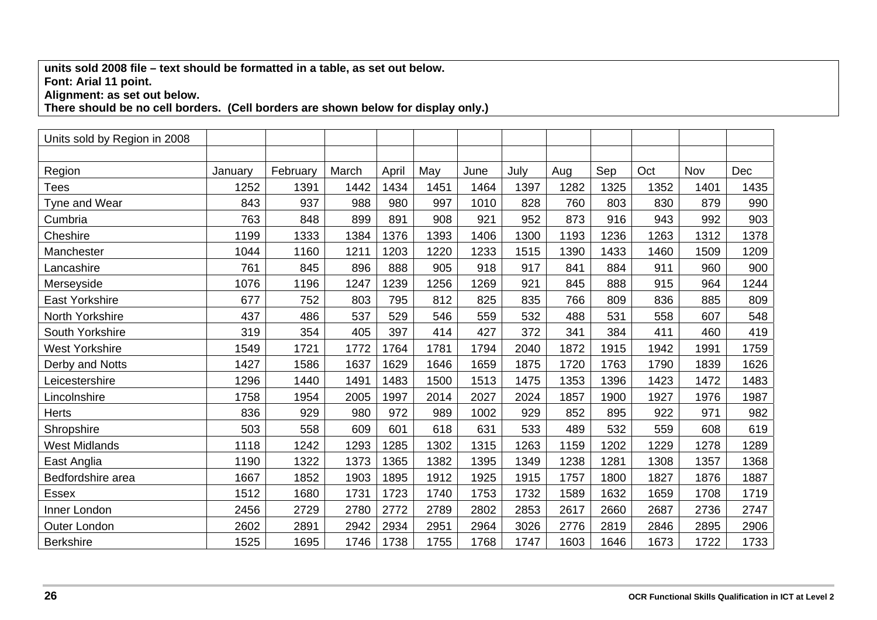**units sold 2008 file – text should be formatted in a table, as set out below.**
**Font: Arial 11 point.**
**Alignment: as set out below.**
**There should be no cell borders. (Cell borders are shown below for display only.)**

| Units sold by Region in 2008 | | | | | | | | | | | | |
|---|---|---|---|---|---|---|---|---|---|---|---|---|
| | | | | | | | | | | | | |
| Region | January | February | March | April | May | June | July | Aug | Sep | Oct | Nov | Dec |
| Tees | 1252 | 1391 | 1442 | 1434 | 1451 | 1464 | 1397 | 1282 | 1325 | 1352 | 1401 | 1435 |
| Tyne and Wear | 843 | 937 | 988 | 980 | 997 | 1010 | 828 | 760 | 803 | 830 | 879 | 990 |
| Cumbria | 763 | 848 | 899 | 891 | 908 | 921 | 952 | 873 | 916 | 943 | 992 | 903 |
| Cheshire | 1199 | 1333 | 1384 | 1376 | 1393 | 1406 | 1300 | 1193 | 1236 | 1263 | 1312 | 1378 |
| Manchester | 1044 | 1160 | 1211 | 1203 | 1220 | 1233 | 1515 | 1390 | 1433 | 1460 | 1509 | 1209 |
| Lancashire | 761 | 845 | 896 | 888 | 905 | 918 | 917 | 841 | 884 | 911 | 960 | 900 |
| Merseyside | 1076 | 1196 | 1247 | 1239 | 1256 | 1269 | 921 | 845 | 888 | 915 | 964 | 1244 |
| East Yorkshire | 677 | 752 | 803 | 795 | 812 | 825 | 835 | 766 | 809 | 836 | 885 | 809 |
| North Yorkshire | 437 | 486 | 537 | 529 | 546 | 559 | 532 | 488 | 531 | 558 | 607 | 548 |
| South Yorkshire | 319 | 354 | 405 | 397 | 414 | 427 | 372 | 341 | 384 | 411 | 460 | 419 |
| West Yorkshire | 1549 | 1721 | 1772 | 1764 | 1781 | 1794 | 2040 | 1872 | 1915 | 1942 | 1991 | 1759 |
| Derby and Notts | 1427 | 1586 | 1637 | 1629 | 1646 | 1659 | 1875 | 1720 | 1763 | 1790 | 1839 | 1626 |
| Leicestershire | 1296 | 1440 | 1491 | 1483 | 1500 | 1513 | 1475 | 1353 | 1396 | 1423 | 1472 | 1483 |
| Lincolnshire | 1758 | 1954 | 2005 | 1997 | 2014 | 2027 | 2024 | 1857 | 1900 | 1927 | 1976 | 1987 |
| Herts | 836 | 929 | 980 | 972 | 989 | 1002 | 929 | 852 | 895 | 922 | 971 | 982 |
| Shropshire | 503 | 558 | 609 | 601 | 618 | 631 | 533 | 489 | 532 | 559 | 608 | 619 |
| West Midlands | 1118 | 1242 | 1293 | 1285 | 1302 | 1315 | 1263 | 1159 | 1202 | 1229 | 1278 | 1289 |
| East Anglia | 1190 | 1322 | 1373 | 1365 | 1382 | 1395 | 1349 | 1238 | 1281 | 1308 | 1357 | 1368 |
| Bedfordshire area | 1667 | 1852 | 1903 | 1895 | 1912 | 1925 | 1915 | 1757 | 1800 | 1827 | 1876 | 1887 |
| Essex | 1512 | 1680 | 1731 | 1723 | 1740 | 1753 | 1732 | 1589 | 1632 | 1659 | 1708 | 1719 |
| Inner London | 2456 | 2729 | 2780 | 2772 | 2789 | 2802 | 2853 | 2617 | 2660 | 2687 | 2736 | 2747 |
| Outer London | 2602 | 2891 | 2942 | 2934 | 2951 | 2964 | 3026 | 2776 | 2819 | 2846 | 2895 | 2906 |
| Berkshire | 1525 | 1695 | 1746 | 1738 | 1755 | 1768 | 1747 | 1603 | 1646 | 1673 | 1722 | 1733 |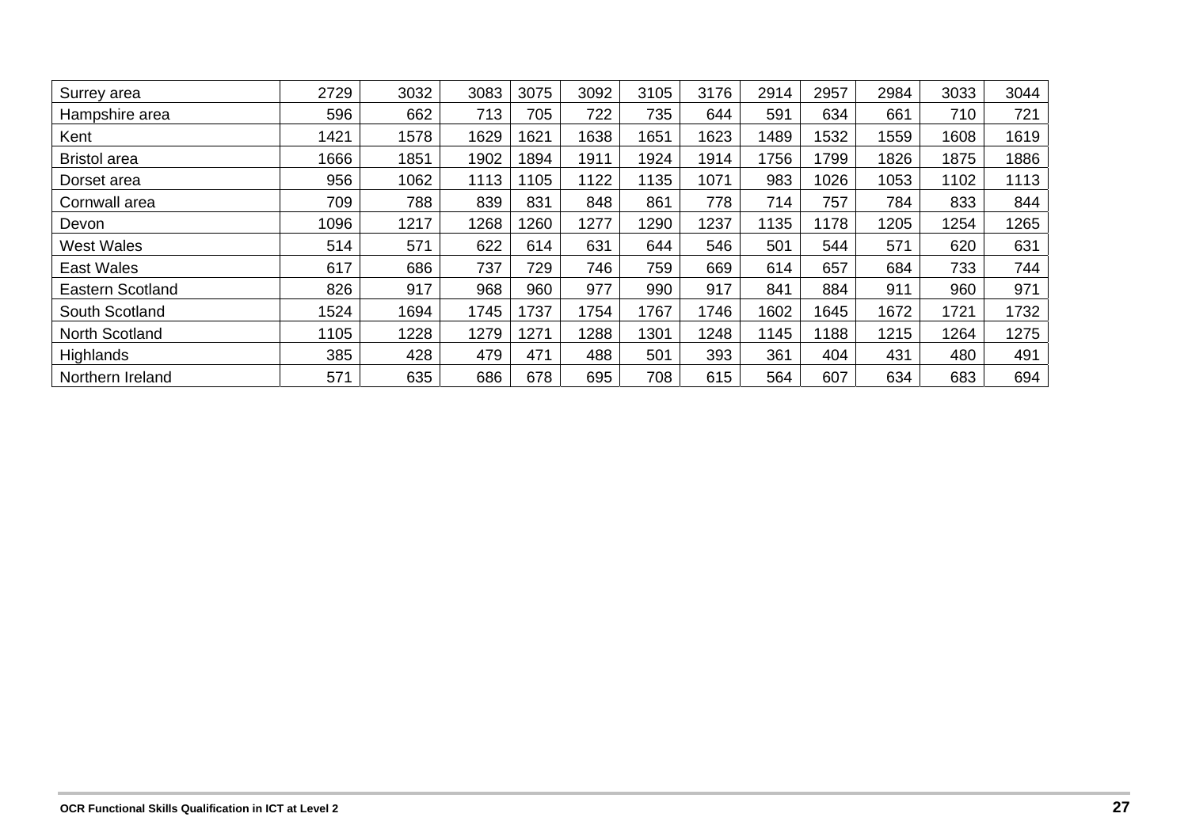| | | | | | | | | | | | | |
|---|---|---|---|---|---|---|---|---|---|---|---|---|
| Surrey area | 2729 | 3032 | 3083 | 3075 | 3092 | 3105 | 3176 | 2914 | 2957 | 2984 | 3033 | 3044 |
| Hampshire area | 596 | 662 | 713 | 705 | 722 | 735 | 644 | 591 | 634 | 661 | 710 | 721 |
| Kent | 1421 | 1578 | 1629 | 1621 | 1638 | 1651 | 1623 | 1489 | 1532 | 1559 | 1608 | 1619 |
| Bristol area | 1666 | 1851 | 1902 | 1894 | 1911 | 1924 | 1914 | 1756 | 1799 | 1826 | 1875 | 1886 |
| Dorset area | 956 | 1062 | 1113 | 1105 | 1122 | 1135 | 1071 | 983 | 1026 | 1053 | 1102 | 1113 |
| Cornwall area | 709 | 788 | 839 | 831 | 848 | 861 | 778 | 714 | 757 | 784 | 833 | 844 |
| Devon | 1096 | 1217 | 1268 | 1260 | 1277 | 1290 | 1237 | 1135 | 1178 | 1205 | 1254 | 1265 |
| West Wales | 514 | 571 | 622 | 614 | 631 | 644 | 546 | 501 | 544 | 571 | 620 | 631 |
| East Wales | 617 | 686 | 737 | 729 | 746 | 759 | 669 | 614 | 657 | 684 | 733 | 744 |
| Eastern Scotland | 826 | 917 | 968 | 960 | 977 | 990 | 917 | 841 | 884 | 911 | 960 | 971 |
| South Scotland | 1524 | 1694 | 1745 | 1737 | 1754 | 1767 | 1746 | 1602 | 1645 | 1672 | 1721 | 1732 |
| North Scotland | 1105 | 1228 | 1279 | 1271 | 1288 | 1301 | 1248 | 1145 | 1188 | 1215 | 1264 | 1275 |
| Highlands | 385 | 428 | 479 | 471 | 488 | 501 | 393 | 361 | 404 | 431 | 480 | 491 |
| Northern Ireland | 571 | 635 | 686 | 678 | 695 | 708 | 615 | 564 | 607 | 634 | 683 | 694 |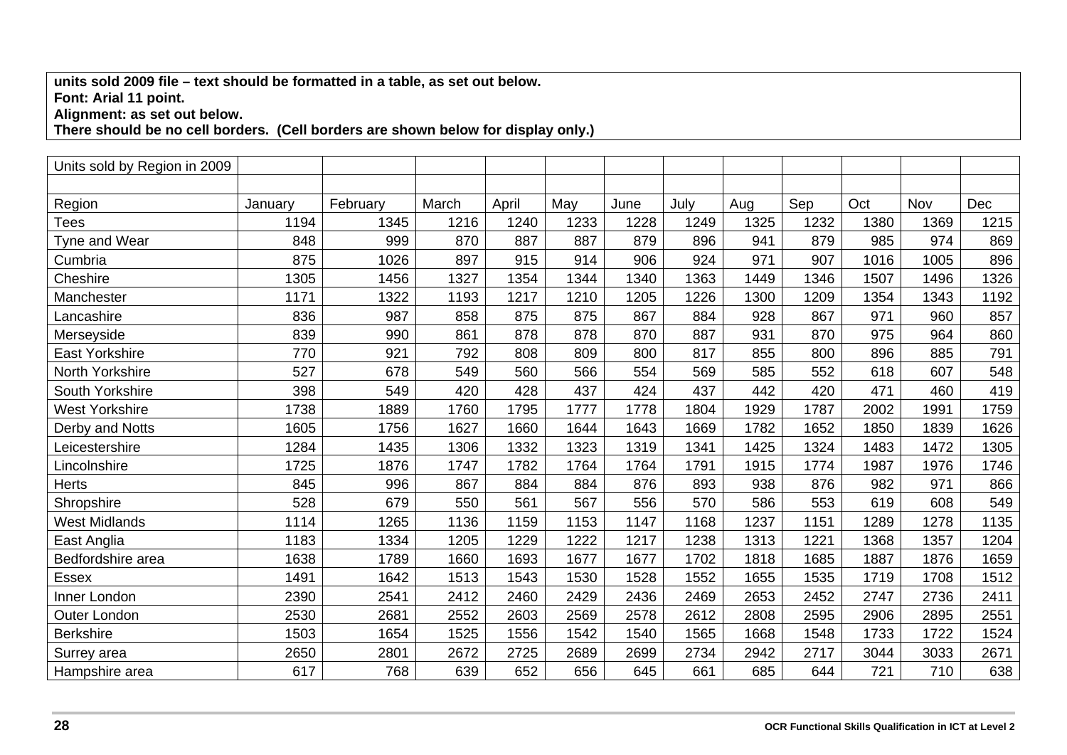**units sold 2009 file – text should be formatted in a table, as set out below.**
**Font: Arial 11 point.**
**Alignment: as set out below.**
**There should be no cell borders. (Cell borders are shown below for display only.)**

| Units sold by Region in 2009 | | | | | | | | | | | | |
|---|---|---|---|---|---|---|---|---|---|---|---|---|
| | | | | | | | | | | | | |
| Region | January | February | March | April | May | June | July | Aug | Sep | Oct | Nov | Dec |
| Tees | 1194 | 1345 | 1216 | 1240 | 1233 | 1228 | 1249 | 1325 | 1232 | 1380 | 1369 | 1215 |
| Tyne and Wear | 848 | 999 | 870 | 887 | 887 | 879 | 896 | 941 | 879 | 985 | 974 | 869 |
| Cumbria | 875 | 1026 | 897 | 915 | 914 | 906 | 924 | 971 | 907 | 1016 | 1005 | 896 |
| Cheshire | 1305 | 1456 | 1327 | 1354 | 1344 | 1340 | 1363 | 1449 | 1346 | 1507 | 1496 | 1326 |
| Manchester | 1171 | 1322 | 1193 | 1217 | 1210 | 1205 | 1226 | 1300 | 1209 | 1354 | 1343 | 1192 |
| Lancashire | 836 | 987 | 858 | 875 | 875 | 867 | 884 | 928 | 867 | 971 | 960 | 857 |
| Merseyside | 839 | 990 | 861 | 878 | 878 | 870 | 887 | 931 | 870 | 975 | 964 | 860 |
| East Yorkshire | 770 | 921 | 792 | 808 | 809 | 800 | 817 | 855 | 800 | 896 | 885 | 791 |
| North Yorkshire | 527 | 678 | 549 | 560 | 566 | 554 | 569 | 585 | 552 | 618 | 607 | 548 |
| South Yorkshire | 398 | 549 | 420 | 428 | 437 | 424 | 437 | 442 | 420 | 471 | 460 | 419 |
| West Yorkshire | 1738 | 1889 | 1760 | 1795 | 1777 | 1778 | 1804 | 1929 | 1787 | 2002 | 1991 | 1759 |
| Derby and Notts | 1605 | 1756 | 1627 | 1660 | 1644 | 1643 | 1669 | 1782 | 1652 | 1850 | 1839 | 1626 |
| Leicestershire | 1284 | 1435 | 1306 | 1332 | 1323 | 1319 | 1341 | 1425 | 1324 | 1483 | 1472 | 1305 |
| Lincolnshire | 1725 | 1876 | 1747 | 1782 | 1764 | 1764 | 1791 | 1915 | 1774 | 1987 | 1976 | 1746 |
| Herts | 845 | 996 | 867 | 884 | 884 | 876 | 893 | 938 | 876 | 982 | 971 | 866 |
| Shropshire | 528 | 679 | 550 | 561 | 567 | 556 | 570 | 586 | 553 | 619 | 608 | 549 |
| West Midlands | 1114 | 1265 | 1136 | 1159 | 1153 | 1147 | 1168 | 1237 | 1151 | 1289 | 1278 | 1135 |
| East Anglia | 1183 | 1334 | 1205 | 1229 | 1222 | 1217 | 1238 | 1313 | 1221 | 1368 | 1357 | 1204 |
| Bedfordshire area | 1638 | 1789 | 1660 | 1693 | 1677 | 1677 | 1702 | 1818 | 1685 | 1887 | 1876 | 1659 |
| Essex | 1491 | 1642 | 1513 | 1543 | 1530 | 1528 | 1552 | 1655 | 1535 | 1719 | 1708 | 1512 |
| Inner London | 2390 | 2541 | 2412 | 2460 | 2429 | 2436 | 2469 | 2653 | 2452 | 2747 | 2736 | 2411 |
| Outer London | 2530 | 2681 | 2552 | 2603 | 2569 | 2578 | 2612 | 2808 | 2595 | 2906 | 2895 | 2551 |
| Berkshire | 1503 | 1654 | 1525 | 1556 | 1542 | 1540 | 1565 | 1668 | 1548 | 1733 | 1722 | 1524 |
| Surrey area | 2650 | 2801 | 2672 | 2725 | 2689 | 2699 | 2734 | 2942 | 2717 | 3044 | 3033 | 2671 |
| Hampshire area | 617 | 768 | 639 | 652 | 656 | 645 | 661 | 685 | 644 | 721 | 710 | 638 |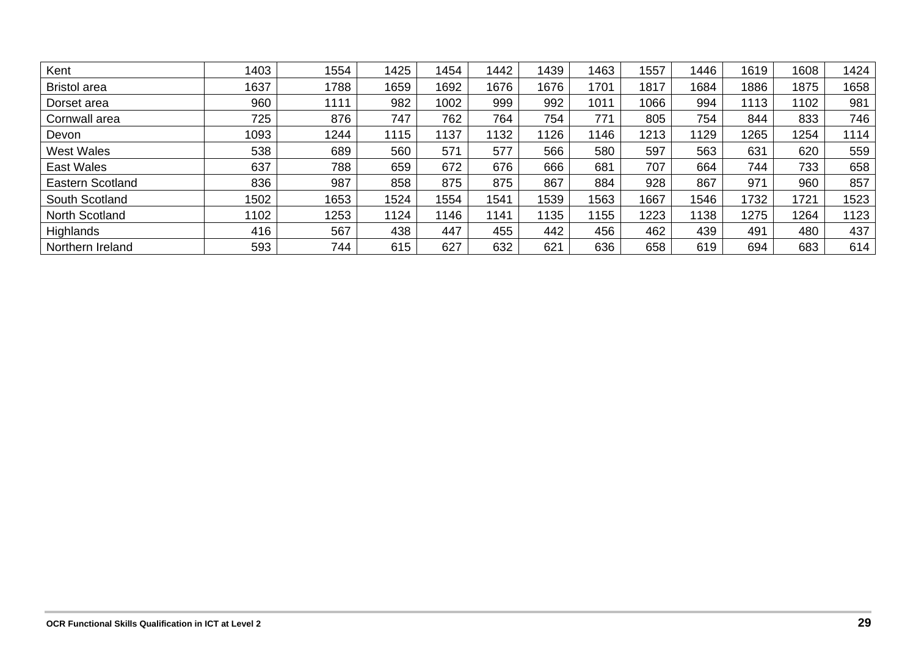| Kent | 1403 | 1554 | 1425 | 1454 | 1442 | 1439 | 1463 | 1557 | 1446 | 1619 | 1608 | 1424 |
|---|---|---|---|---|---|---|---|---|---|---|---|---|
| Bristol area | 1637 | 1788 | 1659 | 1692 | 1676 | 1676 | 1701 | 1817 | 1684 | 1886 | 1875 | 1658 |
| Dorset area | 960 | 1111 | 982 | 1002 | 999 | 992 | 1011 | 1066 | 994 | 1113 | 1102 | 981 |
| Cornwall area | 725 | 876 | 747 | 762 | 764 | 754 | 771 | 805 | 754 | 844 | 833 | 746 |
| Devon | 1093 | 1244 | 1115 | 1137 | 1132 | 1126 | 1146 | 1213 | 1129 | 1265 | 1254 | 1114 |
| West Wales | 538 | 689 | 560 | 571 | 577 | 566 | 580 | 597 | 563 | 631 | 620 | 559 |
| East Wales | 637 | 788 | 659 | 672 | 676 | 666 | 681 | 707 | 664 | 744 | 733 | 658 |
| Eastern Scotland | 836 | 987 | 858 | 875 | 875 | 867 | 884 | 928 | 867 | 971 | 960 | 857 |
| South Scotland | 1502 | 1653 | 1524 | 1554 | 1541 | 1539 | 1563 | 1667 | 1546 | 1732 | 1721 | 1523 |
| North Scotland | 1102 | 1253 | 1124 | 1146 | 1141 | 1135 | 1155 | 1223 | 1138 | 1275 | 1264 | 1123 |
| Highlands | 416 | 567 | 438 | 447 | 455 | 442 | 456 | 462 | 439 | 491 | 480 | 437 |
| Northern Ireland | 593 | 744 | 615 | 627 | 632 | 621 | 636 | 658 | 619 | 694 | 683 | 614 |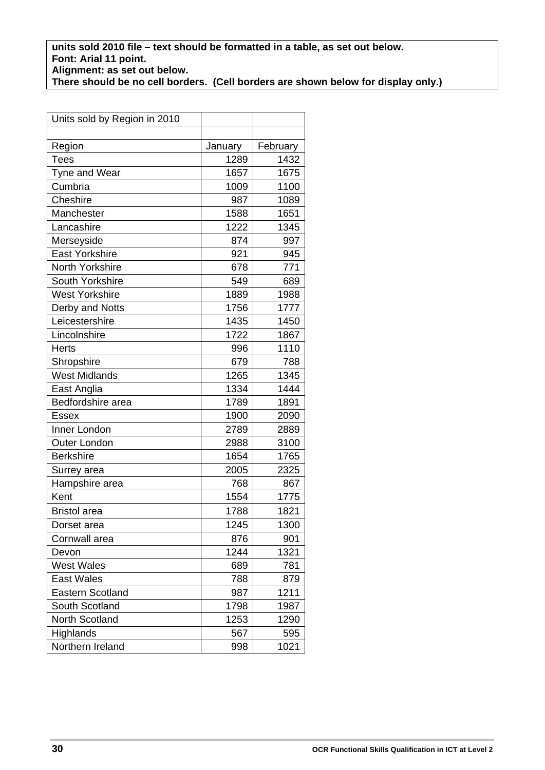**units sold 2010 file – text should be formatted in a table, as set out below.**
**Font: Arial 11 point.**
**Alignment: as set out below.**
**There should be no cell borders. (Cell borders are shown below for display only.)**

| | | |
|---|---:|---:|
| Units sold by Region in 2010 | | |
| | | |
| Region | January | February |
| Tees | 1289 | 1432 |
| Tyne and Wear | 1657 | 1675 |
| Cumbria | 1009 | 1100 |
| Cheshire | 987 | 1089 |
| Manchester | 1588 | 1651 |
| Lancashire | 1222 | 1345 |
| Merseyside | 874 | 997 |
| East Yorkshire | 921 | 945 |
| North Yorkshire | 678 | 771 |
| South Yorkshire | 549 | 689 |
| West Yorkshire | 1889 | 1988 |
| Derby and Notts | 1756 | 1777 |
| Leicestershire | 1435 | 1450 |
| Lincolnshire | 1722 | 1867 |
| Herts | 996 | 1110 |
| Shropshire | 679 | 788 |
| West Midlands | 1265 | 1345 |
| East Anglia | 1334 | 1444 |
| Bedfordshire area | 1789 | 1891 |
| Essex | 1900 | 2090 |
| Inner London | 2789 | 2889 |
| Outer London | 2988 | 3100 |
| Berkshire | 1654 | 1765 |
| Surrey area | 2005 | 2325 |
| Hampshire area | 768 | 867 |
| Kent | 1554 | 1775 |
| Bristol area | 1788 | 1821 |
| Dorset area | 1245 | 1300 |
| Cornwall area | 876 | 901 |
| Devon | 1244 | 1321 |
| West Wales | 689 | 781 |
| East Wales | 788 | 879 |
| Eastern Scotland | 987 | 1211 |
| South Scotland | 1798 | 1987 |
| North Scotland | 1253 | 1290 |
| Highlands | 567 | 595 |
| Northern Ireland | 998 | 1021 |